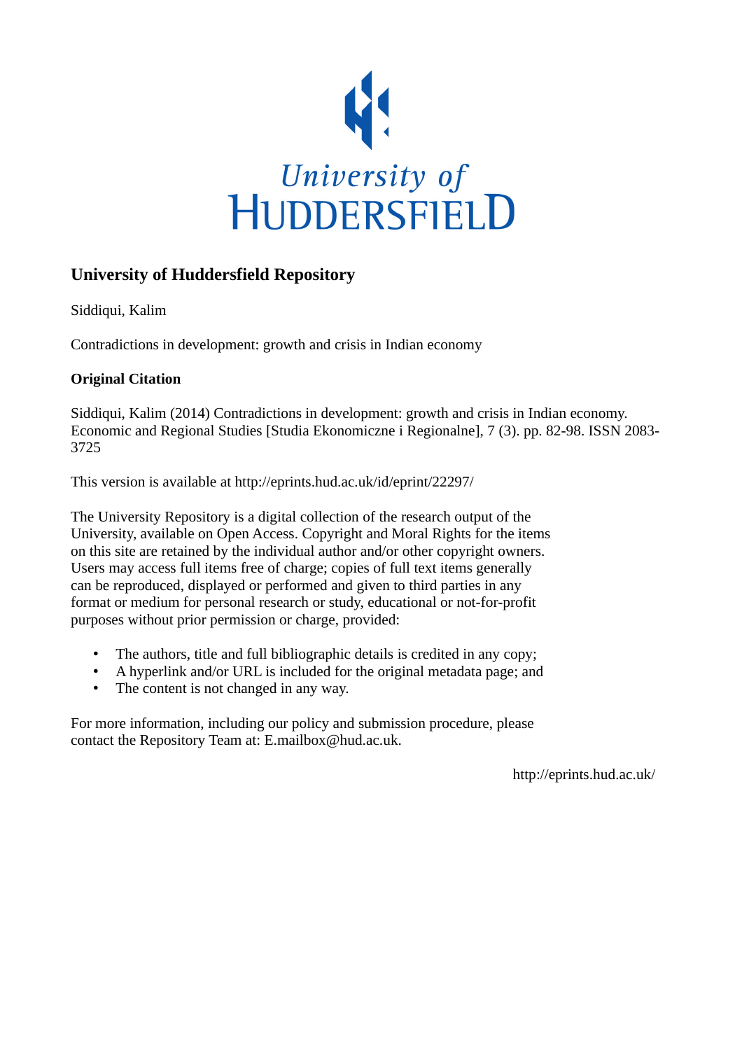# University of Huddersfield Repository

Siddiqui, Kalim

Contradictions in development: growth and crisis in Indian economy

## Original Citation

Siddiqui, Kalim (2014) Contradictions in development: growth and crisis in Indian economy. Economic and Regional Studies [Studia Ekonomiczne i Regionalne], 7 (3). pp. 82-98. ISSN 2083-3725

This version is available at http://eprints.hud.ac.uk/id/eprint/22297/

The University Repository is a digital collection of the research output of the University, available on Open Access. Copyright and Moral Rights for the items on this site are retained by the individual author and/or other copyright owners. Users may access full items free of charge; copies of full text items generally can be reproduced, displayed or performed and given to third parties in any format or medium for personal research or study, educational or not-for-profit purposes without prior permission or charge, provided:

- The authors, title and full bibliographic details is credited in any copy;
- A hyperlink and/or URL is included for the original metadata page; and
- The content is not changed in any way.

For more information, including our policy and submission procedure, please contact the Repository Team at: E.mailbox@hud.ac.uk.

http://eprints.hud.ac.uk/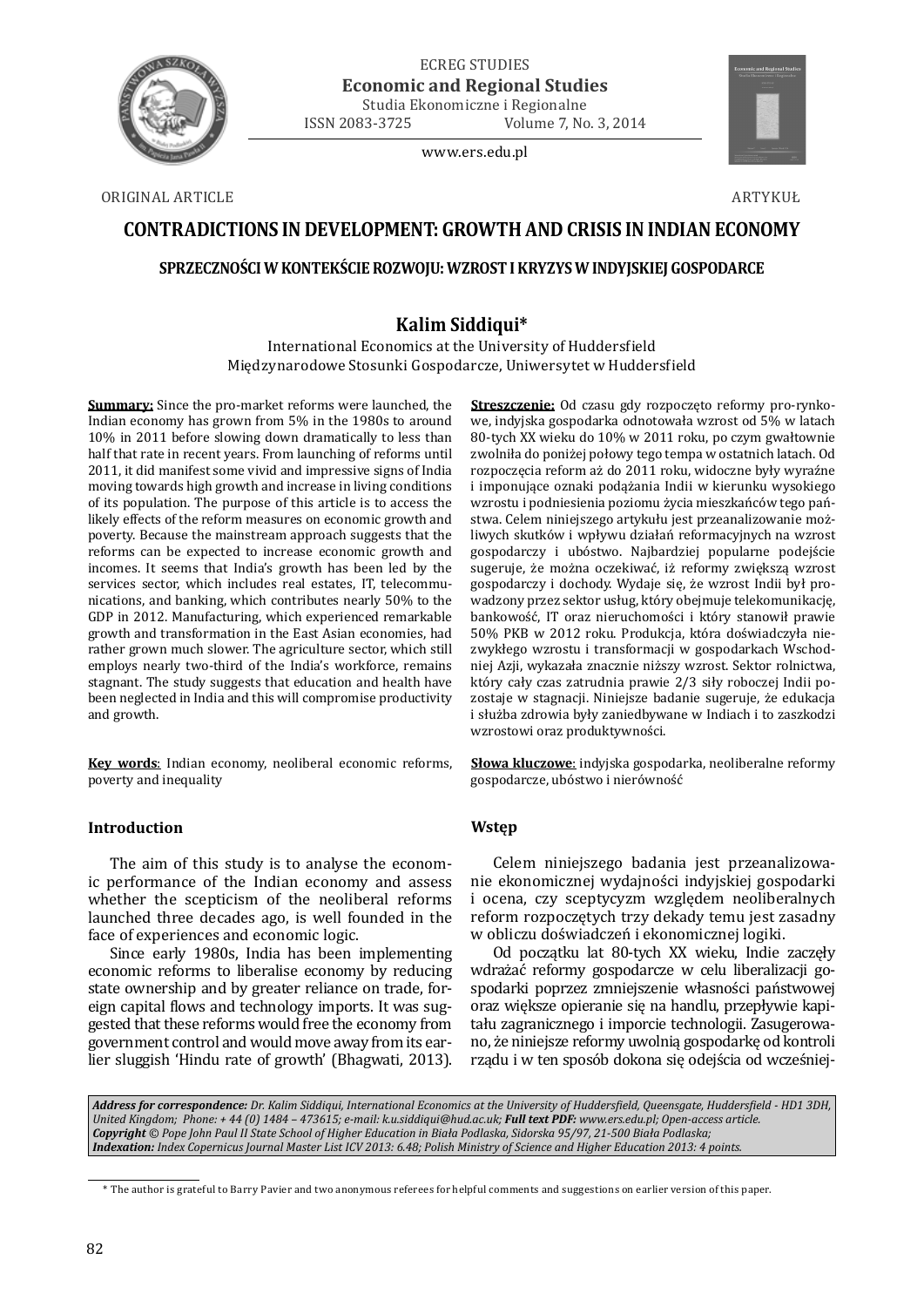ECREG STUDIES

**Economic and Regional Studies**

Studia Ekonomiczne i Regionalne

ISSN 2083-3725 Volume 7, No. 3, 2014

www.ers.edu.pl

ORIGINAL ARTICLE

ARTYKUŁ

# CONTRADICTIONS IN DEVELOPMENT: GROWTH AND CRISIS IN INDIAN ECONOMY

## SPRZECZNOŚCI W KONTEKŚCIE ROZWOJU: WZROST I KRYZYS W INDYJSKIEJ GOSPODARCE

### Kalim Siddiqui*

International Economics at the University of Huddersfield

Międzynarodowe Stosunki Gospodarcze, Uniwersytet w Huddersfield

**Summary:** Since the pro-market reforms were launched, the Indian economy has grown from 5% in the 1980s to around 10% in 2011 before slowing down dramatically to less than half that rate in recent years. From launching of reforms until 2011, it did manifest some vivid and impressive signs of India moving towards high growth and increase in living conditions of its population. The purpose of this article is to access the likely effects of the reform measures on economic growth and poverty. Because the mainstream approach suggests that the reforms can be expected to increase economic growth and incomes. It seems that India's growth has been led by the services sector, which includes real estates, IT, telecommunications, and banking, which contributes nearly 50% to the GDP in 2012. Manufacturing, which experienced remarkable growth and transformation in the East Asian economies, had rather grown much slower. The agriculture sector, which still employs nearly two-third of the India's workforce, remains stagnant. The study suggests that education and health have been neglected in India and this will compromise productivity and growth.

**Key words**: Indian economy, neoliberal economic reforms, poverty and inequality

**Streszczenie:** Od czasu gdy rozpoczęto reformy pro-rynkowe, indyjska gospodarka odnotowała wzrost od 5% w latach 80-tych XX wieku do 10% w 2011 roku, po czym gwałtownie zwolniła do poniżej połowy tego tempa w ostatnich latach. Od rozpoczęcia reform aż do 2011 roku, widoczne były wyraźne i imponujące oznaki podążania Indii w kierunku wysokiego wzrostu i podniesienia poziomu życia mieszkańców tego państwa. Celem niniejszego artykułu jest przeanalizowanie możliwych skutków i wpływu działań reformacyjnych na wzrost gospodarczy i ubóstwo. Najbardziej popularne podejście sugeruje, że można oczekiwać, iż reformy zwiększą wzrost gospodarczy i dochody. Wydaje się, że wzrost Indii był prowadzony przez sektor usług, który obejmuje telekomunikację, bankowość, IT oraz nieruchomości i który stanowił prawie 50% PKB w 2012 roku. Produkcja, która doświadczyła niezwykłego wzrostu i transformacji w gospodarkach Wschodniej Azji, wykazała znacznie niższy wzrost. Sektor rolnictwa, który cały czas zatrudnia prawie 2/3 siły roboczej Indii pozostaje w stagnacji. Niniejsze badanie sugeruje, że edukacja i służba zdrowia były zaniedbywane w Indiach i to zaszkodzi wzrostowi oraz produktywności.

**Słowa kluczowe**: indyjska gospodarka, neoliberalne reformy gospodarcze, ubóstwo i nierówność

## Introduction

The aim of this study is to analyse the economic performance of the Indian economy and assess whether the scepticism of the neoliberal reforms launched three decades ago, is well founded in the face of experiences and economic logic.

Since early 1980s, India has been implementing economic reforms to liberalise economy by reducing state ownership and by greater reliance on trade, foreign capital flows and technology imports. It was suggested that these reforms would free the economy from government control and would move away from its earlier sluggish 'Hindu rate of growth' (Bhagwati, 2013).

## Wstęp

Celem niniejszego badania jest przeanalizowanie ekonomicznej wydajności indyjskiej gospodarki i ocena, czy sceptycyzm względem neoliberalnych reform rozpoczętych trzy dekady temu jest zasadny w obliczu doświadczeń i ekonomicznej logiki.

Od początku lat 80-tych XX wieku, Indie zaczęły wdrażać reformy gospodarcze w celu liberalizacji gospodarki poprzez zmniejszenie własności państwowej oraz większe opieranie się na handlu, przepływie kapitału zagranicznego i imporcie technologii. Zasugerowano, że niniejsze reformy uwolnią gospodarkę od kontroli rządu i w ten sposób dokona się odejścia od wcześniej-

***Address for correspondence:** Dr. Kalim Siddiqui, International Economics at the University of Huddersfield, Queensgate, Huddersfield - HD1 3DH, United Kingdom; Phone: + 44 (0) 1484 – 473615; e-mail: k.u.siddiqui@hud.ac.uk; **Full text PDF:** www.ers.edu.pl; Open-access article.*
***Copyright** © Pope John Paul II State School of Higher Education in Biała Podlaska, Sidorska 95/97, 21-500 Biała Podlaska;*
***Indexation:** Index Copernicus Journal Master List ICV 2013: 6.48; Polish Ministry of Science and Higher Education 2013: 4 points.*

\* The author is grateful to Barry Pavier and two anonymous referees for helpful comments and suggestions on earlier version of this paper.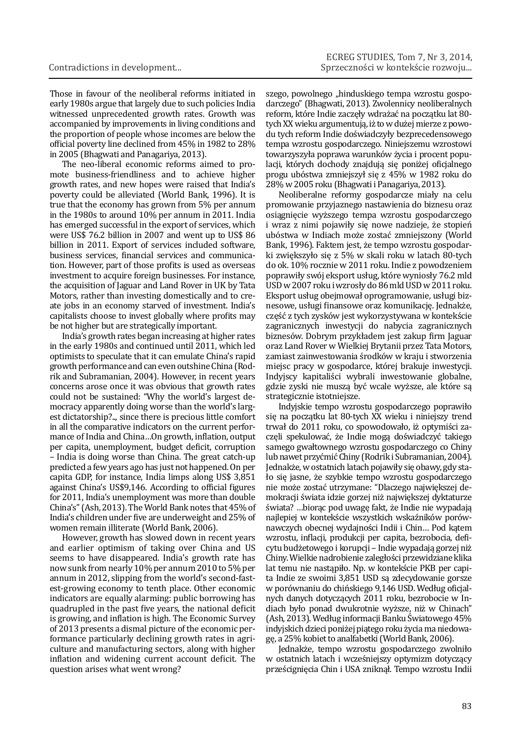Those in favour of the neoliberal reforms initiated in early 1980s argue that largely due to such policies India witnessed unprecedented growth rates. Growth was accompanied by improvements in living conditions and the proportion of people whose incomes are below the official poverty line declined from 45% in 1982 to 28% in 2005 (Bhagwati and Panagariya, 2013).

The neo-liberal economic reforms aimed to promote business-friendliness and to achieve higher growth rates, and new hopes were raised that India's poverty could be alleviated (World Bank, 1996). It is true that the economy has grown from 5% per annum in the 1980s to around 10% per annum in 2011. India has emerged successful in the export of services, which were US$ 76.2 billion in 2007 and went up to US$ 86 billion in 2011. Export of services included software, business services, financial services and communication. However, part of those profits is used as overseas investment to acquire foreign businesses. For instance, the acquisition of Jaguar and Land Rover in UK by Tata Motors, rather than investing domestically and to create jobs in an economy starved of investment. India's capitalists choose to invest globally where profits may be not higher but are strategically important.

India's growth rates began increasing at higher rates in the early 1980s and continued until 2011, which led optimists to speculate that it can emulate China's rapid growth performance and can even outshine China (Rodrik and Subramanian, 2004). However, in recent years concerns arose once it was obvious that growth rates could not be sustained: "Why the world's largest democracy apparently doing worse than the world's largest dictatorship?.., since there is precious little comfort in all the comparative indicators on the current performance of India and China…On growth, inflation, output per capita, unemployment, budget deficit, corruption – India is doing worse than China. The great catch-up predicted a few years ago has just not happened. On per capita GDP, for instance, India limps along US$ 3,851 against China's US$9,146. According to official figures for 2011, India's unemployment was more than double China's" (Ash, 2013). The World Bank notes that 45% of India's children under five are underweight and 25% of women remain illiterate (World Bank, 2006).

However, growth has slowed down in recent years and earlier optimism of taking over China and US seems to have disappeared. India's growth rate has now sunk from nearly 10% per annum 2010 to 5% per annum in 2012, slipping from the world's second-fastest-growing economy to tenth place. Other economic indicators are equally alarming: public borrowing has quadrupled in the past five years, the national deficit is growing, and inflation is high. The Economic Survey of 2013 presents a dismal picture of the economic performance particularly declining growth rates in agriculture and manufacturing sectors, along with higher inflation and widening current account deficit. The question arises what went wrong?

szego, powolnego „hinduskiego tempa wzrostu gospodarczego" (Bhagwati, 2013). Zwolennicy neoliberalnych reform, które Indie zaczęły wdrażać na początku lat 80-tych XX wieku argumentują, iż to w dużej mierze z powodu tych reform Indie doświadczyły bezprecedensowego tempa wzrostu gospodarczego. Niniejszemu wzrostowi towarzyszyła poprawa warunków życia i procent populacji, których dochody znajdują się poniżej oficjalnego progu ubóstwa zmniejszył się z 45% w 1982 roku do 28% w 2005 roku (Bhagwati i Panagariya, 2013).

Neoliberalne reformy gospodarcze miały na celu promowanie przyjaznego nastawienia do biznesu oraz osiągnięcie wyższego tempa wzrostu gospodarczego i wraz z nimi pojawiły się nowe nadzieje, że stopień ubóstwa w Indiach może zostać zmniejszony (World Bank, 1996). Faktem jest, że tempo wzrostu gospodarki zwiększyło się z 5% w skali roku w latach 80-tych do ok. 10% rocznie w 2011 roku. Indie z powodzeniem poprawiły swój eksport usług, które wyniosły 76.2 mld USD w 2007 roku i wzrosły do 86 mld USD w 2011 roku. Eksport usług obejmował oprogramowanie, usługi biznesowe, usługi finansowe oraz komunikację. Jednakże, część z tych zysków jest wykorzystywana w kontekście zagranicznych inwestycji do nabycia zagranicznych biznesów. Dobrym przykładem jest zakup firm Jaguar oraz Land Rover w Wielkiej Brytanii przez Tata Motors, zamiast zainwestowania środków w kraju i stworzenia miejsc pracy w gospodarce, której brakuje inwestycji. Indyjscy kapitaliści wybrali inwestowanie globalne, gdzie zyski nie muszą być wcale wyższe, ale które są strategicznie istotniejsze.

Indyjskie tempo wzrostu gospodarczego poprawiło się na początku lat 80-tych XX wieku i niniejszy trend trwał do 2011 roku, co spowodowało, iż optymiści zaczęli spekulować, że Indie mogą doświadczyć takiego samego gwałtownego wzrostu gospodarczego co Chiny lub nawet przyćmić Chiny (Rodrik i Subramanian, 2004). Jednakże, w ostatnich latach pojawiły się obawy, gdy stało się jasne, że szybkie tempo wzrostu gospodarczego nie może zostać utrzymane: "Dlaczego największej demokracji świata idzie gorzej niż największej dyktaturze świata? …biorąc pod uwagę fakt, że Indie nie wypadają najlepiej w kontekście wszystkich wskaźników porównawczych obecnej wydajności Indii i Chin… Pod kątem wzrostu, inflacji, produkcji per capita, bezrobocia, deficytu budżetowego i korupcji – Indie wypadają gorzej niż Chiny. Wielkie nadrobienie zaległości przewidziane klika lat temu nie nastąpiło. Np. w kontekście PKB per capita Indie ze swoimi 3,851 USD są zdecydowanie gorsze w porównaniu do chińskiego 9,146 USD. Według oficjalnych danych dotyczących 2011 roku, bezrobocie w Indiach było ponad dwukrotnie wyższe, niż w Chinach" (Ash, 2013). Według informacji Banku Światowego 45% indyjskich dzieci poniżej piątego roku życia ma niedowagę, a 25% kobiet to analfabetki (World Bank, 2006).

Jednakże, tempo wzrostu gospodarczego zwolniło w ostatnich latach i wcześniejszy optymizm dotyczący prześcignięcia Chin i USA zniknął. Tempo wzrostu Indii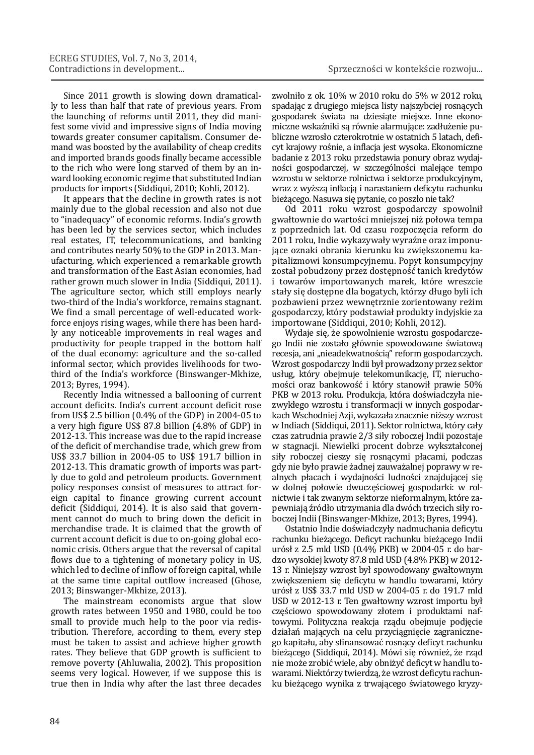Since 2011 growth is slowing down dramatically to less than half that rate of previous years. From the launching of reforms until 2011, they did manifest some vivid and impressive signs of India moving towards greater consumer capitalism. Consumer demand was boosted by the availability of cheap credits and imported brands goods finally became accessible to the rich who were long starved of them by an inward looking economic regime that substituted Indian products for imports (Siddiqui, 2010; Kohli, 2012).

It appears that the decline in growth rates is not mainly due to the global recession and also not due to "inadequacy" of economic reforms. India's growth has been led by the services sector, which includes real estates, IT, telecommunications, and banking and contributes nearly 50% to the GDP in 2013. Manufacturing, which experienced a remarkable growth and transformation of the East Asian economies, had rather grown much slower in India (Siddiqui, 2011). The agriculture sector, which still employs nearly two-third of the India's workforce, remains stagnant. We find a small percentage of well-educated workforce enjoys rising wages, while there has been hardly any noticeable improvements in real wages and productivity for people trapped in the bottom half of the dual economy: agriculture and the so-called informal sector, which provides livelihoods for two-third of the India's workforce (Binswanger-Mkhize, 2013; Byres, 1994).

Recently India witnessed a ballooning of current account deficits. India's current account deficit rose from US$ 2.5 billion (0.4% of the GDP) in 2004-05 to a very high figure US$ 87.8 billion (4.8% of GDP) in 2012-13. This increase was due to the rapid increase of the deficit of merchandise trade, which grew from US$ 33.7 billion in 2004-05 to US$ 191.7 billion in 2012-13. This dramatic growth of imports was partly due to gold and petroleum products. Government policy responses consist of measures to attract foreign capital to finance growing current account deficit (Siddiqui, 2014). It is also said that government cannot do much to bring down the deficit in merchandise trade. It is claimed that the growth of current account deficit is due to on-going global economic crisis. Others argue that the reversal of capital flows due to a tightening of monetary policy in US, which led to decline of inflow of foreign capital, while at the same time capital outflow increased (Ghose, 2013; Binswanger-Mkhize, 2013).

The mainstream economists argue that slow growth rates between 1950 and 1980, could be too small to provide much help to the poor via redistribution. Therefore, according to them, every step must be taken to assist and achieve higher growth rates. They believe that GDP growth is sufficient to remove poverty (Ahluwalia, 2002). This proposition seems very logical. However, if we suppose this is true then in India why after the last three decades

zwolniło z ok. 10% w 2010 roku do 5% w 2012 roku, spadając z drugiego miejsca listy najszybciej rosnących gospodarek świata na dziesiąte miejsce. Inne ekonomiczne wskaźniki są równie alarmujące: zadłużenie publiczne wzrosło czterokrotnie w ostatnich 5 latach, deficyt krajowy rośnie, a inflacja jest wysoka. Ekonomiczne badanie z 2013 roku przedstawia ponury obraz wydajności gospodarczej, w szczególności malejące tempo wzrostu w sektorze rolnictwa i sektorze produkcyjnym, wraz z wyższą inflacją i narastaniem deficytu rachunku bieżącego. Nasuwa się pytanie, co poszło nie tak?

Od 2011 roku wzrost gospodarczy spowolnił gwałtownie do wartości mniejszej niż połowa tempa z poprzednich lat. Od czasu rozpoczęcia reform do 2011 roku, Indie wykazywały wyraźne oraz imponujące oznaki obrania kierunku ku zwiększonemu kapitalizmowi konsumpcyjnemu. Popyt konsumpcyjny został pobudzony przez dostępność tanich kredytów i towarów importowanych marek, które wreszcie stały się dostępne dla bogatych, którzy długo byli ich pozbawieni przez wewnętrznie zorientowany reżim gospodarczy, który podstawiał produkty indyjskie za importowane (Siddiqui, 2010; Kohli, 2012).

Wydaje się, że spowolnienie wzrostu gospodarczego Indii nie zostało głównie spowodowane światową recesja, ani „nieadekwatnością" reform gospodarczych. Wzrost gospodarczy Indii był prowadzony przez sektor usług, który obejmuje telekomunikację, IT, nieruchomości oraz bankowość i który stanowił prawie 50% PKB w 2013 roku. Produkcja, która doświadczyła niezwykłego wzrostu i transformacji w innych gospodarkach Wschodniej Azji, wykazała znacznie niższy wzrost w Indiach (Siddiqui, 2011). Sektor rolnictwa, który cały czas zatrudnia prawie 2/3 siły roboczej Indii pozostaje w stagnacji. Niewielki procent dobrze wykształconej siły roboczej cieszy się rosnącymi płacami, podczas gdy nie było prawie żadnej zauważalnej poprawy w realnych płacach i wydajności ludności znajdującej się w dolnej połowie dwuczęściowej gospodarki: w rolnictwie i tak zwanym sektorze nieformalnym, które zapewniają źródło utrzymania dla dwóch trzecich siły roboczej Indii (Binswanger-Mkhize, 2013; Byres, 1994).

Ostatnio Indie doświadczyły nadmuchania deficytu rachunku bieżącego. Deficyt rachunku bieżącego Indii urósł z 2.5 mld USD (0.4% PKB) w 2004-05 r. do bardzo wysokiej kwoty 87.8 mld USD (4.8% PKB) w 2012-13 r. Niniejszy wzrost był spowodowany gwałtownym zwiększeniem się deficytu w handlu towarami, który urósł z US$ 33.7 mld USD w 2004-05 r. do 191.7 mld USD w 2012-13 r. Ten gwałtowny wzrost importu był częściowo spowodowany złotem i produktami naftowymi. Polityczna reakcja rządu obejmuje podjęcie działań mających na celu przyciągnięcie zagranicznego kapitału, aby sfinansować rosnący deficyt rachunku bieżącego (Siddiqui, 2014). Mówi się również, że rząd nie może zrobić wiele, aby obniżyć deficyt w handlu towarami. Niektórzy twierdzą, że wzrost deficytu rachunku bieżącego wynika z trwającego światowego kryzy-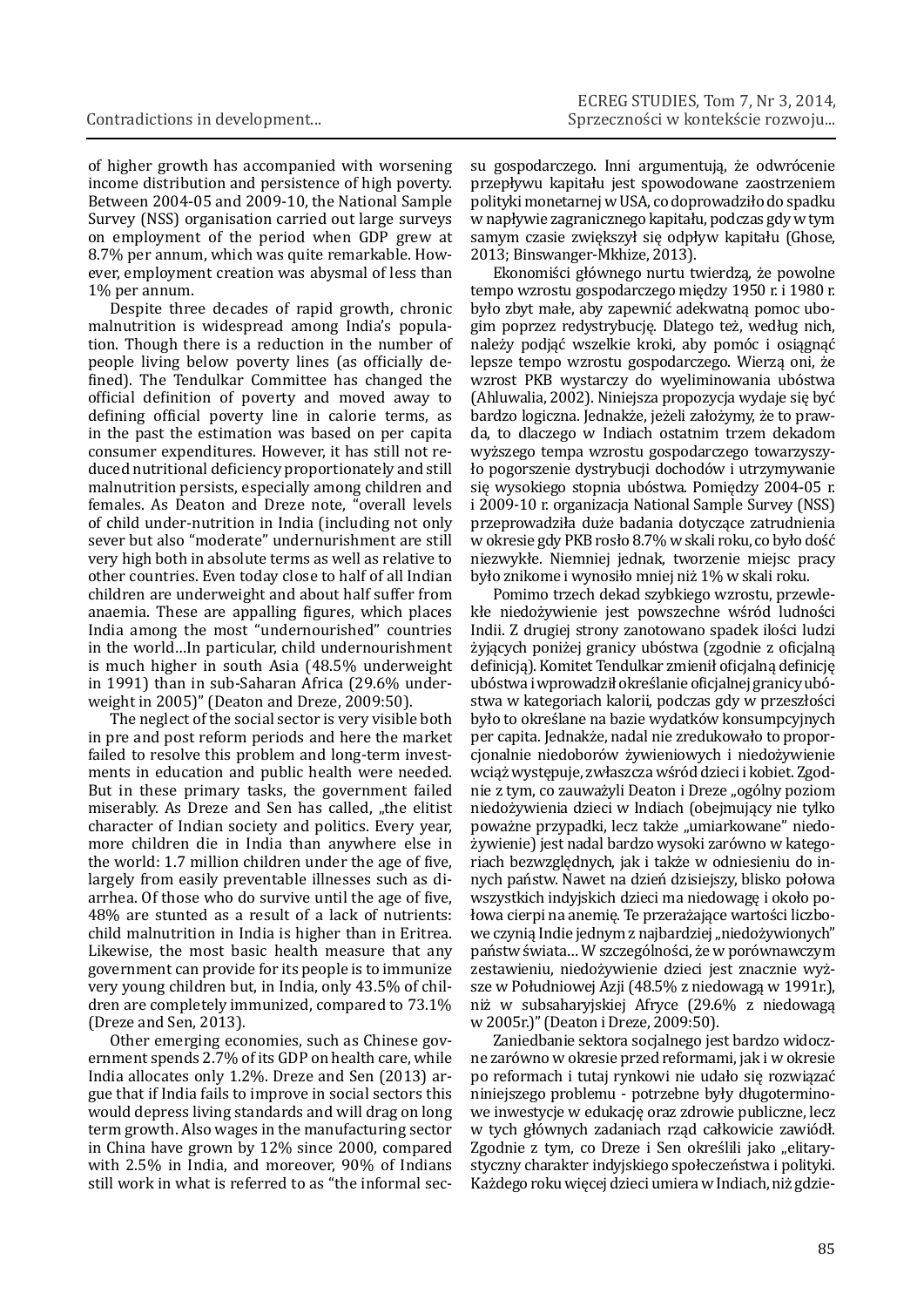of higher growth has accompanied with worsening income distribution and persistence of high poverty. Between 2004-05 and 2009-10, the National Sample Survey (NSS) organisation carried out large surveys on employment of the period when GDP grew at 8.7% per annum, which was quite remarkable. However, employment creation was abysmal of less than 1% per annum.

Despite three decades of rapid growth, chronic malnutrition is widespread among India's population. Though there is a reduction in the number of people living below poverty lines (as officially defined). The Tendulkar Committee has changed the official definition of poverty and moved away to defining official poverty line in calorie terms, as in the past the estimation was based on per capita consumer expenditures. However, it has still not reduced nutritional deficiency proportionately and still malnutrition persists, especially among children and females. As Deaton and Dreze note, "overall levels of child under-nutrition in India (including not only sever but also "moderate" undernourishment are still very high both in absolute terms as well as relative to other countries. Even today close to half of all Indian children are underweight and about half suffer from anaemia. These are appalling figures, which places India among the most "undernourished" countries in the world…In particular, child undernourishment is much higher in south Asia (48.5% underweight in 1991) than in sub-Saharan Africa (29.6% underweight in 2005)" (Deaton and Dreze, 2009:50).

The neglect of the social sector is very visible both in pre and post reform periods and here the market failed to resolve this problem and long-term investments in education and public health were needed. But in these primary tasks, the government failed miserably. As Dreze and Sen has called, „the elitist character of Indian society and politics. Every year, more children die in India than anywhere else in the world: 1.7 million children under the age of five, largely from easily preventable illnesses such as diarrhea. Of those who do survive until the age of five, 48% are stunted as a result of a lack of nutrients: child malnutrition in India is higher than in Eritrea. Likewise, the most basic health measure that any government can provide for its people is to immunize very young children but, in India, only 43.5% of children are completely immunized, compared to 73.1% (Dreze and Sen, 2013).

Other emerging economies, such as Chinese government spends 2.7% of its GDP on health care, while India allocates only 1.2%. Dreze and Sen (2013) argue that if India fails to improve in social sectors this would depress living standards and will drag on long term growth. Also wages in the manufacturing sector in China have grown by 12% since 2000, compared with 2.5% in India, and moreover, 90% of Indians still work in what is referred to as "the informal sec-

su gospodarczego. Inni argumentują, że odwrócenie przepływu kapitału jest spowodowane zaostrzeniem polityki monetarnej w USA, co doprowadziło do spadku w napływie zagranicznego kapitału, podczas gdy w tym samym czasie zwiększył się odpływ kapitału (Ghose, 2013; Binswanger-Mkhize, 2013).

Ekonomiści głównego nurtu twierdzą, że powolne tempo wzrostu gospodarczego między 1950 r. i 1980 r. było zbyt małe, aby zapewnić adekwatną pomoc ubogim poprzez redystrybucję. Dlatego też, według nich, należy podjąć wszelkie kroki, aby pomóc i osiągnąć lepsze tempo wzrostu gospodarczego. Wierzą oni, że wzrost PKB wystarczy do wyeliminowania ubóstwa (Ahluwalia, 2002). Niniejsza propozycja wydaje się być bardzo logiczna. Jednakże, jeżeli założymy, że to prawda, to dlaczego w Indiach ostatnim trzem dekadom wyższego tempa wzrostu gospodarczego towarzyszyło pogorszenie dystrybucji dochodów i utrzymywanie się wysokiego stopnia ubóstwa. Pomiędzy 2004-05 r. i 2009-10 r. organizacja National Sample Survey (NSS) przeprowadziła duże badania dotyczące zatrudnienia w okresie gdy PKB rosło 8.7% w skali roku, co było dość niezwykłe. Niemniej jednak, tworzenie miejsc pracy było znikome i wynosiło mniej niż 1% w skali roku.

Pomimo trzech dekad szybkiego wzrostu, przewlekłe niedożywienie jest powszechne wśród ludności Indii. Z drugiej strony zanotowano spadek ilości ludzi żyjących poniżej granicy ubóstwa (zgodnie z oficjalną definicją). Komitet Tendulkar zmienił oficjalną definicję ubóstwa i wprowadził określanie oficjalnej granicy ubóstwa w kategoriach kalorii, podczas gdy w przeszłości było to określane na bazie wydatków konsumpcyjnych per capita. Jednakże, nadal nie zredukowało to proporcjonalnie niedoborów żywieniowych i niedożywienie wciąż występuje, zwłaszcza wśród dzieci i kobiet. Zgodnie z tym, co zauważyli Deaton i Dreze „ogólny poziom niedożywienia dzieci w Indiach (obejmujący nie tylko poważne przypadki, lecz także „umiarkowane" niedożywienie) jest nadal bardzo wysoki zarówno w kategoriach bezwzględnych, jak i także w odniesieniu do innych państw. Nawet na dzień dzisiejszy, blisko połowa wszystkich indyjskich dzieci ma niedowagę i około połowa cierpi na anemię. Te przerażające wartości liczbowe czynią Indie jednym z najbardziej „niedożywionych" państw świata… W szczególności, że w porównawczym zestawieniu, niedożywienie dzieci jest znacznie wyższe w Południowej Azji (48.5% z niedowagą w 1991r.), niż w subsaharyjskiej Afryce (29.6% z niedowagą w 2005r.)" (Deaton i Dreze, 2009:50).

Zaniedbanie sektora socjalnego jest bardzo widoczne zarówno w okresie przed reformami, jak i w okresie po reformach i tutaj rynkowi nie udało się rozwiązać niniejszego problemu - potrzebne były długoterminowe inwestycje w edukację oraz zdrowie publiczne, lecz w tych głównych zadaniach rząd całkowicie zawiódł. Zgodnie z tym, co Dreze i Sen określili jako „elitarystyczny charakter indyjskiego społeczeństwa i polityki. Każdego roku więcej dzieci umiera w Indiach, niż gdzie-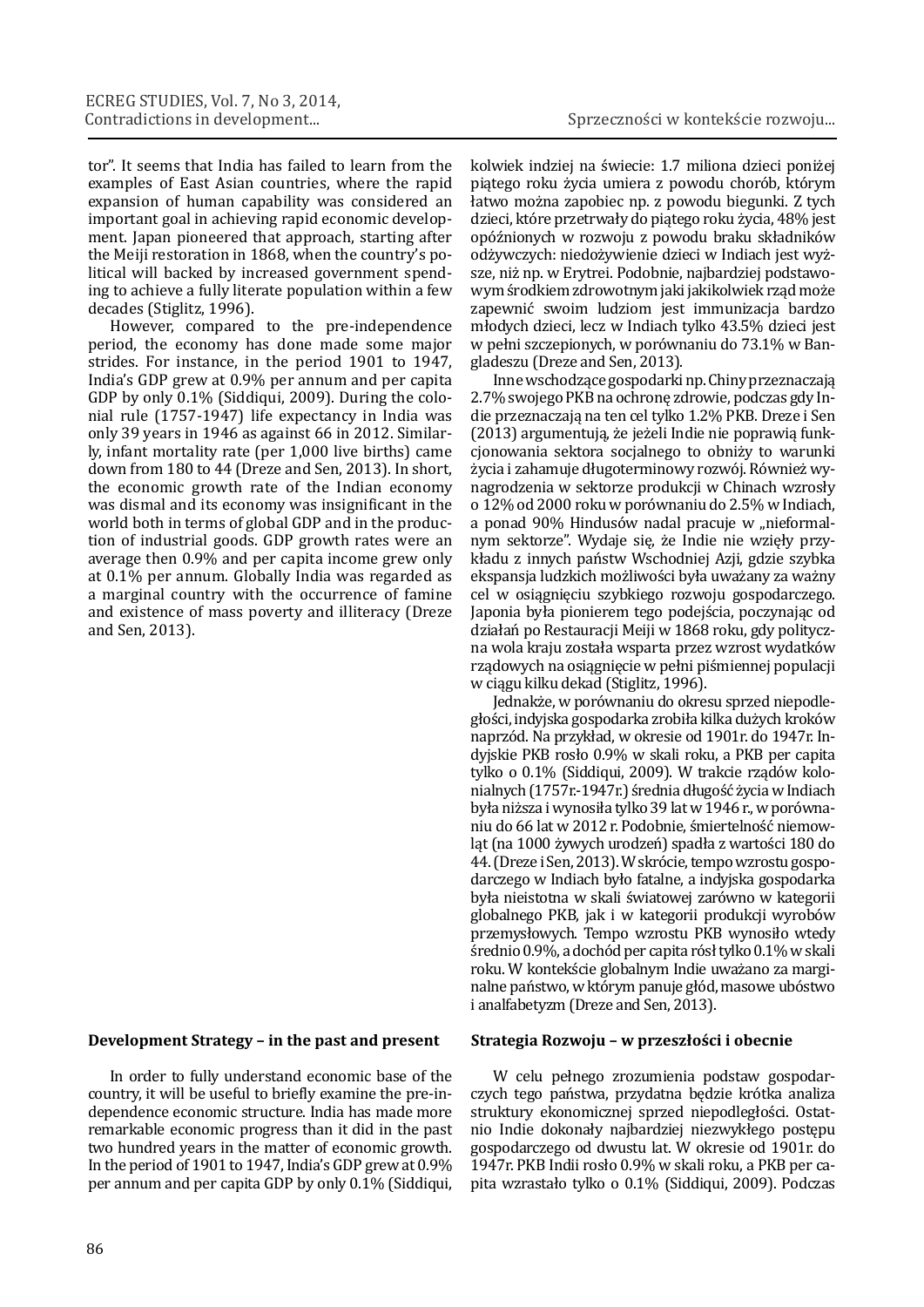tor". It seems that India has failed to learn from the examples of East Asian countries, where the rapid expansion of human capability was considered an important goal in achieving rapid economic development. Japan pioneered that approach, starting after the Meiji restoration in 1868, when the country's political will backed by increased government spending to achieve a fully literate population within a few decades (Stiglitz, 1996).

However, compared to the pre-independence period, the economy has done made some major strides. For instance, in the period 1901 to 1947, India's GDP grew at 0.9% per annum and per capita GDP by only 0.1% (Siddiqui, 2009). During the colonial rule (1757-1947) life expectancy in India was only 39 years in 1946 as against 66 in 2012. Similarly, infant mortality rate (per 1,000 live births) came down from 180 to 44 (Dreze and Sen, 2013). In short, the economic growth rate of the Indian economy was dismal and its economy was insignificant in the world both in terms of global GDP and in the production of industrial goods. GDP growth rates were an average then 0.9% and per capita income grew only at 0.1% per annum. Globally India was regarded as a marginal country with the occurrence of famine and existence of mass poverty and illiteracy (Dreze and Sen, 2013).

kolwiek indziej na świecie: 1.7 miliona dzieci poniżej piątego roku życia umiera z powodu chorób, którym łatwo można zapobiec np. z powodu biegunki. Z tych dzieci, które przetrwały do piątego roku życia, 48% jest opóźnionych w rozwoju z powodu braku składników odżywczych: niedożywienie dzieci w Indiach jest wyższe, niż np. w Erytrei. Podobnie, najbardziej podstawowym środkiem zdrowotnym jaki jakikolwiek rząd może zapewnić swoim ludziom jest immunizacja bardzo młodych dzieci, lecz w Indiach tylko 43.5% dzieci jest w pełni szczepionych, w porównaniu do 73.1% w Bangladeszu (Dreze and Sen, 2013).

Inne wschodzące gospodarki np. Chiny przeznaczają 2.7% swojego PKB na ochronę zdrowie, podczas gdy Indie przeznaczają na ten cel tylko 1.2% PKB. Dreze i Sen (2013) argumentują, że jeżeli Indie nie poprawią funkcjonowania sektora socjalnego to obniży to warunki życia i zahamuje długoterminowy rozwój. Również wynagrodzenia w sektorze produkcji w Chinach wzrosły o 12% od 2000 roku w porównaniu do 2.5% w Indiach, a ponad 90% Hindusów nadal pracuje w „nieformalnym sektorze". Wydaje się, że Indie nie wzięły przykładu z innych państw Wschodniej Azji, gdzie szybka ekspansja ludzkich możliwości była uważany za ważny cel w osiągnięciu szybkiego rozwoju gospodarczego. Japonia była pionierem tego podejścia, poczynając od działań po Restauracji Meiji w 1868 roku, gdy polityczna wola kraju została wsparta przez wzrost wydatków rządowych na osiągnięcie w pełni piśmiennej populacji w ciągu kilku dekad (Stiglitz, 1996).

Jednakże, w porównaniu do okresu sprzed niepodległości, indyjska gospodarka zrobiła kilka dużych kroków naprzód. Na przykład, w okresie od 1901r. do 1947r. Indyjskie PKB rosło 0.9% w skali roku, a PKB per capita tylko o 0.1% (Siddiqui, 2009). W trakcie rządów kolonialnych (1757r.-1947r.) średnia długość życia w Indiach była niższa i wynosiła tylko 39 lat w 1946 r., w porównaniu do 66 lat w 2012 r. Podobnie, śmiertelność niemowląt (na 1000 żywych urodzeń) spadła z wartości 180 do 44. (Dreze i Sen, 2013). W skrócie, tempo wzrostu gospodarczego w Indiach było fatalne, a indyjska gospodarka była nieistotna w skali światowej zarówno w kategorii globalnego PKB, jak i w kategorii produkcji wyrobów przemysłowych. Tempo wzrostu PKB wynosiło wtedy średnio 0.9%, a dochód per capita rósł tylko 0.1% w skali roku. W kontekście globalnym Indie uważano za marginalne państwo, w którym panuje głód, masowe ubóstwo i analfabetyzm (Dreze and Sen, 2013).

## Development Strategy – in the past and present

In order to fully understand economic base of the country, it will be useful to briefly examine the pre-independence economic structure. India has made more remarkable economic progress than it did in the past two hundred years in the matter of economic growth. In the period of 1901 to 1947, India's GDP grew at 0.9% per annum and per capita GDP by only 0.1% (Siddiqui,

## Strategia Rozwoju – w przeszłości i obecnie

W celu pełnego zrozumienia podstaw gospodarczych tego państwa, przydatna będzie krótka analiza struktury ekonomicznej sprzed niepodległości. Ostatnio Indie dokonały najbardziej niezwykłego postępu gospodarczego od dwustu lat. W okresie od 1901r. do 1947r. PKB Indii rosło 0.9% w skali roku, a PKB per capita wzrastało tylko o 0.1% (Siddiqui, 2009). Podczas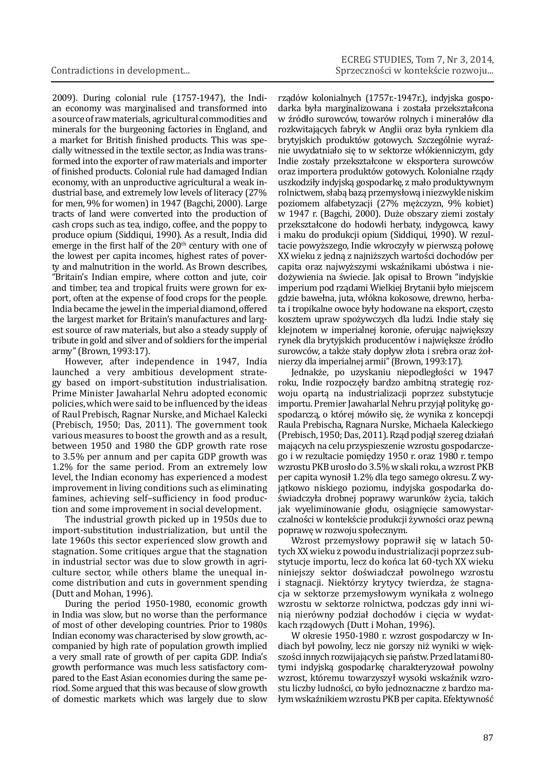2009). During colonial rule (1757-1947), the Indian economy was marginalised and transformed into a source of raw materials, agricultural commodities and minerals for the burgeoning factories in England, and a market for British finished products. This was specially witnessed in the textile sector, as India was transformed into the exporter of raw materials and importer of finished products. Colonial rule had damaged Indian economy, with an unproductive agricultural a weak industrial base, and extremely low levels of literacy (27% for men, 9% for women) in 1947 (Bagchi, 2000). Large tracts of land were converted into the production of cash crops such as tea, indigo, coffee, and the poppy to produce opium (Siddiqui, 1990). As a result, India did emerge in the first half of the 20th century with one of the lowest per capita incomes, highest rates of poverty and malnutrition in the world. As Brown describes, "Britain's Indian empire, where cotton and jute, coir and timber, tea and tropical fruits were grown for export, often at the expense of food crops for the people. India became the jewel in the imperial diamond, offered the largest market for Britain's manufactures and largest source of raw materials, but also a steady supply of tribute in gold and silver and of soldiers for the imperial army" (Brown, 1993:17).

However, after independence in 1947, India launched a very ambitious development strategy based on import-substitution industrialisation. Prime Minister Jawaharlal Nehru adopted economic policies, which were said to be influenced by the ideas of Raul Prebisch, Ragnar Nurske, and Michael Kalecki (Prebisch, 1950; Das, 2011). The government took various measures to boost the growth and as a result, between 1950 and 1980 the GDP growth rate rose to 3.5% per annum and per capita GDP growth was 1.2% for the same period. From an extremely low level, the Indian economy has experienced a modest improvement in living conditions such as eliminating famines, achieving self–sufficiency in food production and some improvement in social development.

The industrial growth picked up in 1950s due to import-substitution industrialization, but until the late 1960s this sector experienced slow growth and stagnation. Some critiques argue that the stagnation in industrial sector was due to slow growth in agriculture sector, while others blame the unequal income distribution and cuts in government spending (Dutt and Mohan, 1996).

During the period 1950-1980, economic growth in India was slow, but no worse than the performance of most of other developing countries. Prior to 1980s Indian economy was characterised by slow growth, accompanied by high rate of population growth implied a very small rate of growth of per capita GDP. India's growth performance was much less satisfactory compared to the East Asian economies during the same period. Some argued that this was because of slow growth of domestic markets which was largely due to slow

rządów kolonialnych (1757r.-1947r.), indyjska gospodarka była marginalizowana i została przekształcona w źródło surowców, towarów rolnych i minerałów dla rozkwitających fabryk w Anglii oraz była rynkiem dla brytyjskich produktów gotowych. Szczególnie wyraźnie uwydatniało się to w sektorze włókienniczym, gdy Indie zostały przekształcone w eksportera surowców oraz importera produktów gotowych. Kolonialne rządy uszkodziły indyjską gospodarkę, z mało produktywnym rolnictwem, słabą bazą przemysłową i niezwykle niskim poziomem alfabetyzacji (27% mężczyzn, 9% kobiet) w 1947 r. (Bagchi, 2000). Duże obszary ziemi zostały przekształcone do hodowli herbaty, indygowca, kawy i maku do produkcji opium (Siddiqui, 1990). W rezultacie powyższego, Indie wkroczyły w pierwszą połowę XX wieku z jedną z najniższych wartości dochodów per capita oraz najwyższymi wskaźnikami ubóstwa i niedożywienia na świecie. Jak opisał to Brown "indyjskie imperium pod rządami Wielkiej Brytanii było miejscem gdzie bawełna, juta, włókna kokosowe, drewno, herbata i tropikalne owoce były hodowane na eksport, często kosztem upraw spożywczych dla ludzi. Indie stały się klejnotem w imperialnej koronie, oferując największy rynek dla brytyjskich producentów i największe źródło surowców, a także stały dopływ złota i srebra oraz żołnierzy dla imperialnej armii" (Brown, 1993:17).

Jednakże, po uzyskaniu niepodległości w 1947 roku, Indie rozpoczęły bardzo ambitną strategię rozwoju opartą na industrializacji poprzez substytucje importu. Premier Jawaharlal Nehru przyjął politykę gospodarczą, o której mówiło się, że wynika z koncepcji Raula Prebischa, Ragnara Nurske, Michaela Kaleckiego (Prebisch, 1950; Das, 2011). Rząd podjął szereg działań mających na celu przyspieszenie wzrostu gospodarczego i w rezultacie pomiędzy 1950 r. oraz 1980 r. tempo wzrostu PKB urosło do 3.5% w skali roku, a wzrost PKB per capita wynosił 1.2% dla tego samego okresu. Z wyjątkowo niskiego poziomu, indyjska gospodarka doświadczyła drobnej poprawy warunków życia, takich jak wyeliminowanie głodu, osiągnięcie samowystarczalności w kontekście produkcji żywności oraz pewną poprawę w rozwoju społecznym.

Wzrost przemysłowy poprawił się w latach 50-tych XX wieku z powodu industrializacji poprzez substytucje importu, lecz do końca lat 60-tych XX wieku niniejszy sektor doświadczał powolnego wzrostu i stagnacji. Niektórzy krytycy twierdza, że stagnacja w sektorze przemysłowym wynikała z wolnego wzrostu w sektorze rolnictwa, podczas gdy inni winią nierówny podział dochodów i cięcia w wydatkach rządowych (Dutt i Mohan, 1996).

W okresie 1950-1980 r. wzrost gospodarczy w Indiach był powolny, lecz nie gorszy niż wyniki w większości innych rozwijających się państw. Przed latami 80-tymi indyjską gospodarkę charakteryzował powolny wzrost, któremu towarzyszył wysoki wskaźnik wzrostu liczby ludności, co było jednoznaczne z bardzo małym wskaźnikiem wzrostu PKB per capita. Efektywność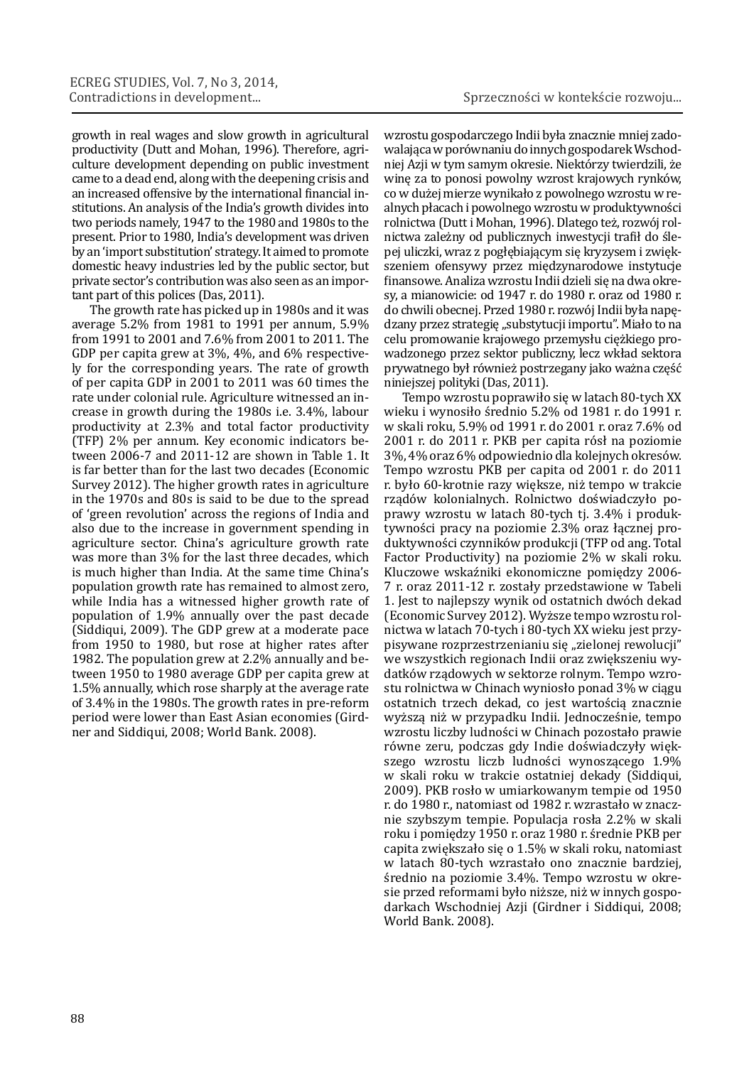growth in real wages and slow growth in agricultural productivity (Dutt and Mohan, 1996). Therefore, agriculture development depending on public investment came to a dead end, along with the deepening crisis and an increased offensive by the international financial institutions. An analysis of the India's growth divides into two periods namely, 1947 to the 1980 and 1980s to the present. Prior to 1980, India's development was driven by an 'import substitution' strategy. It aimed to promote domestic heavy industries led by the public sector, but private sector's contribution was also seen as an important part of this polices (Das, 2011).

The growth rate has picked up in 1980s and it was average 5.2% from 1981 to 1991 per annum, 5.9% from 1991 to 2001 and 7.6% from 2001 to 2011. The GDP per capita grew at 3%, 4%, and 6% respectively for the corresponding years. The rate of growth of per capita GDP in 2001 to 2011 was 60 times the rate under colonial rule. Agriculture witnessed an increase in growth during the 1980s i.e. 3.4%, labour productivity at 2.3% and total factor productivity (TFP) 2% per annum. Key economic indicators between 2006-7 and 2011-12 are shown in Table 1. It is far better than for the last two decades (Economic Survey 2012). The higher growth rates in agriculture in the 1970s and 80s is said to be due to the spread of 'green revolution' across the regions of India and also due to the increase in government spending in agriculture sector. China's agriculture growth rate was more than 3% for the last three decades, which is much higher than India. At the same time China's population growth rate has remained to almost zero, while India has a witnessed higher growth rate of population of 1.9% annually over the past decade (Siddiqui, 2009). The GDP grew at a moderate pace from 1950 to 1980, but rose at higher rates after 1982. The population grew at 2.2% annually and between 1950 to 1980 average GDP per capita grew at 1.5% annually, which rose sharply at the average rate of 3.4% in the 1980s. The growth rates in pre-reform period were lower than East Asian economies (Girdner and Siddiqui, 2008; World Bank. 2008).

wzrostu gospodarczego Indii była znacznie mniej zadowalająca w porównaniu do innych gospodarek Wschodniej Azji w tym samym okresie. Niektórzy twierdzili, że winę za to ponosi powolny wzrost krajowych rynków, co w dużej mierze wynikało z powolnego wzrostu w realnych płacach i powolnego wzrostu w produktywności rolnictwa (Dutt i Mohan, 1996). Dlatego też, rozwój rolnictwa zależny od publicznych inwestycji trafił do ślepej uliczki, wraz z pogłębiającym się kryzysem i zwiększeniem ofensywy przez międzynarodowe instytucje finansowe. Analiza wzrostu Indii dzieli się na dwa okresy, a mianowicie: od 1947 r. do 1980 r. oraz od 1980 r. do chwili obecnej. Przed 1980 r. rozwój Indii była napędzany przez strategię „substytucji importu". Miało to na celu promowanie krajowego przemysłu ciężkiego prowadzonego przez sektor publiczny, lecz wkład sektora prywatnego był również postrzegany jako ważna część niniejszej polityki (Das, 2011).

Tempo wzrostu poprawiło się w latach 80-tych XX wieku i wynosiło średnio 5.2% od 1981 r. do 1991 r. w skali roku, 5.9% od 1991 r. do 2001 r. oraz 7.6% od 2001 r. do 2011 r. PKB per capita rósł na poziomie 3%, 4% oraz 6% odpowiednio dla kolejnych okresów. Tempo wzrostu PKB per capita od 2001 r. do 2011 r. było 60-krotnie razy większe, niż tempo w trakcie rządów kolonialnych. Rolnictwo doświadczyło poprawy wzrostu w latach 80-tych tj. 3.4% i produktywności pracy na poziomie 2.3% oraz łącznej produktywności czynników produkcji (TFP od ang. Total Factor Productivity) na poziomie 2% w skali roku. Kluczowe wskaźniki ekonomiczne pomiędzy 2006-7 r. oraz 2011-12 r. zostały przedstawione w Tabeli 1. Jest to najlepszy wynik od ostatnich dwóch dekad (Economic Survey 2012). Wyższe tempo wzrostu rolnictwa w latach 70-tych i 80-tych XX wieku jest przypisywane rozprzestrzenianiu się „zielonej rewolucji" we wszystkich regionach Indii oraz zwiększeniu wydatków rządowych w sektorze rolnym. Tempo wzrostu rolnictwa w Chinach wyniosło ponad 3% w ciągu ostatnich trzech dekad, co jest wartością znacznie wyższą niż w przypadku Indii. Jednocześnie, tempo wzrostu liczby ludności w Chinach pozostało prawie równe zeru, podczas gdy Indie doświadczyły większego wzrostu liczb ludności wynoszącego 1.9% w skali roku w trakcie ostatniej dekady (Siddiqui, 2009). PKB rosło w umiarkowanym tempie od 1950 r. do 1980 r., natomiast od 1982 r. wzrastało w znacznie szybszym tempie. Populacja rosła 2.2% w skali roku i pomiędzy 1950 r. oraz 1980 r. średnie PKB per capita zwiększało się o 1.5% w skali roku, natomiast w latach 80-tych wzrastało ono znacznie bardziej, średnio na poziomie 3.4%. Tempo wzrostu w okresie przed reformami było niższe, niż w innych gospodarkach Wschodniej Azji (Girdner i Siddiqui, 2008; World Bank. 2008).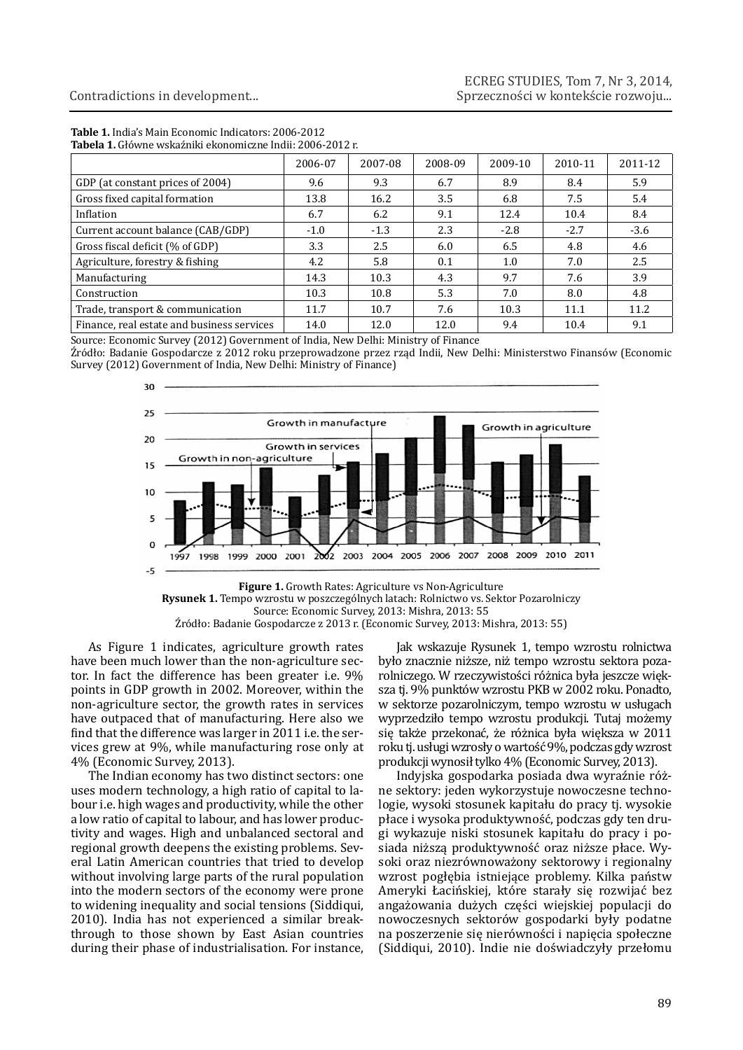**Table 1.** India's Main Economic Indicators: 2006-2012
**Tabela 1.** Główne wskaźniki ekonomiczne Indii: 2006-2012 r.

| | 2006-07 | 2007-08 | 2008-09 | 2009-10 | 2010-11 | 2011-12 |
|---|---|---|---|---|---|---|
| GDP (at constant prices of 2004) | 9.6 | 9.3 | 6.7 | 8.9 | 8.4 | 5.9 |
| Gross fixed capital formation | 13.8 | 16.2 | 3.5 | 6.8 | 7.5 | 5.4 |
| Inflation | 6.7 | 6.2 | 9.1 | 12.4 | 10.4 | 8.4 |
| Current account balance (CAB/GDP) | -1.0 | -1.3 | 2.3 | -2.8 | -2.7 | -3.6 |
| Gross fiscal deficit (% of GDP) | 3.3 | 2.5 | 6.0 | 6.5 | 4.8 | 4.6 |
| Agriculture, forestry & fishing | 4.2 | 5.8 | 0.1 | 1.0 | 7.0 | 2.5 |
| Manufacturing | 14.3 | 10.3 | 4.3 | 9.7 | 7.6 | 3.9 |
| Construction | 10.3 | 10.8 | 5.3 | 7.0 | 8.0 | 4.8 |
| Trade, transport & communication | 11.7 | 10.7 | 7.6 | 10.3 | 11.1 | 11.2 |
| Finance, real estate and business services | 14.0 | 12.0 | 12.0 | 9.4 | 10.4 | 9.1 |

Source: Economic Survey (2012) Government of India, New Delhi: Ministry of Finance
Źródło: Badanie Gospodarcze z 2012 roku przeprowadzone przez rząd Indii, New Delhi: Ministerstwo Finansów (Economic Survey (2012) Government of India, New Delhi: Ministry of Finance)

**Figure 1.** Growth Rates: Agriculture vs Non-Agriculture
**Rysunek 1.** Tempo wzrostu w poszczególnych latach: Rolnictwo vs. Sektor Pozarolniczy
Source: Economic Survey, 2013: Mishra, 2013: 55
Źródło: Badanie Gospodarcze z 2013 r. (Economic Survey, 2013: Mishra, 2013: 55)

As Figure 1 indicates, agriculture growth rates have been much lower than the non-agriculture sector. In fact the difference has been greater i.e. 9% points in GDP growth in 2002. Moreover, within the non-agriculture sector, the growth rates in services have outpaced that of manufacturing. Here also we find that the difference was larger in 2011 i.e. the services grew at 9%, while manufacturing rose only at 4% (Economic Survey, 2013).

The Indian economy has two distinct sectors: one uses modern technology, a high ratio of capital to labour i.e. high wages and productivity, while the other a low ratio of capital to labour, and has lower productivity and wages. High and unbalanced sectoral and regional growth deepens the existing problems. Several Latin American countries that tried to develop without involving large parts of the rural population into the modern sectors of the economy were prone to widening inequality and social tensions (Siddiqui, 2010). India has not experienced a similar breakthrough to those shown by East Asian countries during their phase of industrialisation. For instance,

Jak wskazuje Rysunek 1, tempo wzrostu rolnictwa było znacznie niższe, niż tempo wzrostu sektora pozarolniczego. W rzeczywistości różnica była jeszcze większa tj. 9% punktów wzrostu PKB w 2002 roku. Ponadto, w sektorze pozarolniczym, tempo wzrostu w usługach wyprzedziło tempo wzrostu produkcji. Tutaj możemy się także przekonać, że różnica była większa w 2011 roku tj. usługi wzrosły o wartość 9%, podczas gdy wzrost produkcji wynosił tylko 4% (Economic Survey, 2013).

Indyjska gospodarka posiada dwa wyraźnie różne sektory: jeden wykorzystuje nowoczesne technologie, wysoki stosunek kapitału do pracy tj. wysokie płace i wysoka produktywność, podczas gdy ten drugi wykazuje niski stosunek kapitału do pracy i posiada niższą produktywność oraz niższe płace. Wysoki oraz niezrównoważony sektorowy i regionalny wzrost pogłębia istniejące problemy. Kilka państw Ameryki Łacińskiej, które starały się rozwijać bez angażowania dużych części wiejskiej populacji do nowoczesnych sektorów gospodarki były podatne na poszerzenie się nierówności i napięcia społeczne (Siddiqui, 2010). Indie nie doświadczyły przełomu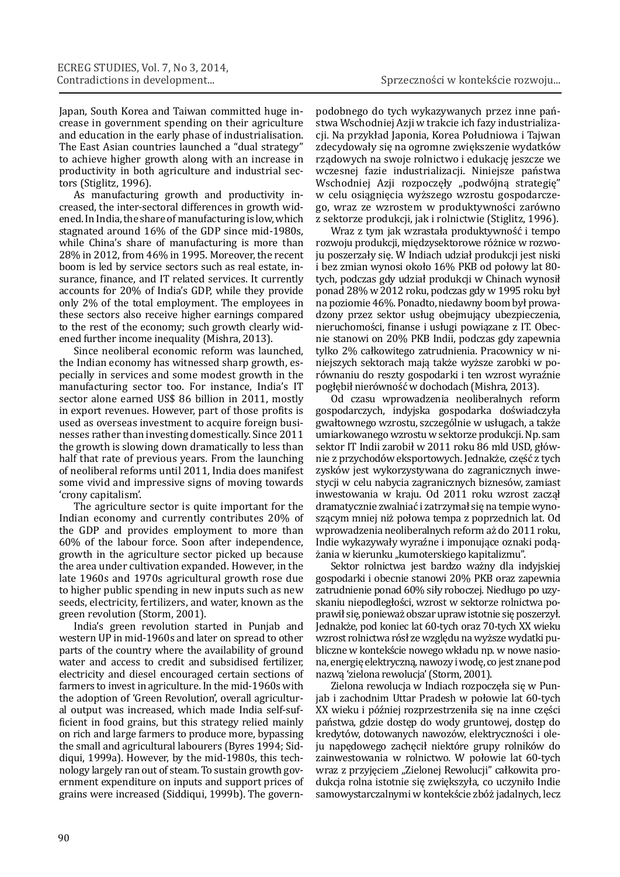Japan, South Korea and Taiwan committed huge increase in government spending on their agriculture and education in the early phase of industrialisation. The East Asian countries launched a "dual strategy" to achieve higher growth along with an increase in productivity in both agriculture and industrial sectors (Stiglitz, 1996).

As manufacturing growth and productivity increased, the inter-sectoral differences in growth widened. In India, the share of manufacturing is low, which stagnated around 16% of the GDP since mid-1980s, while China's share of manufacturing is more than 28% in 2012, from 46% in 1995. Moreover, the recent boom is led by service sectors such as real estate, insurance, finance, and IT related services. It currently accounts for 20% of India's GDP, while they provide only 2% of the total employment. The employees in these sectors also receive higher earnings compared to the rest of the economy; such growth clearly widened further income inequality (Mishra, 2013).

Since neoliberal economic reform was launched, the Indian economy has witnessed sharp growth, especially in services and some modest growth in the manufacturing sector too. For instance, India's IT sector alone earned US$ 86 billion in 2011, mostly in export revenues. However, part of those profits is used as overseas investment to acquire foreign businesses rather than investing domestically. Since 2011 the growth is slowing down dramatically to less than half that rate of previous years. From the launching of neoliberal reforms until 2011, India does manifest some vivid and impressive signs of moving towards 'crony capitalism'.

The agriculture sector is quite important for the Indian economy and currently contributes 20% of the GDP and provides employment to more than 60% of the labour force. Soon after independence, growth in the agriculture sector picked up because the area under cultivation expanded. However, in the late 1960s and 1970s agricultural growth rose due to higher public spending in new inputs such as new seeds, electricity, fertilizers, and water, known as the green revolution (Storm, 2001).

India's green revolution started in Punjab and western UP in mid-1960s and later on spread to other parts of the country where the availability of ground water and access to credit and subsidised fertilizer, electricity and diesel encouraged certain sections of farmers to invest in agriculture. In the mid-1960s with the adoption of 'Green Revolution', overall agricultural output was increased, which made India self-sufficient in food grains, but this strategy relied mainly on rich and large farmers to produce more, bypassing the small and agricultural labourers (Byres 1994; Siddiqui, 1999a). However, by the mid-1980s, this technology largely ran out of steam. To sustain growth government expenditure on inputs and support prices of grains were increased (Siddiqui, 1999b). The govern-

podobnego do tych wykazywanych przez inne państwa Wschodniej Azji w trakcie ich fazy industrializacji. Na przykład Japonia, Korea Południowa i Tajwan zdecydowały się na ogromne zwiększenie wydatków rządowych na swoje rolnictwo i edukację jeszcze we wczesnej fazie industrializacji. Niniejsze państwa Wschodniej Azji rozpoczęły „podwójną strategię" w celu osiągnięcia wyższego wzrostu gospodarczego, wraz ze wzrostem w produktywności zarówno z sektorze produkcji, jak i rolnictwie (Stiglitz, 1996).

Wraz z tym jak wzrastała produktywność i tempo rozwoju produkcji, międzysektorowe różnice w rozwoju poszerzały się. W Indiach udział produkcji jest niski i bez zmian wynosi około 16% PKB od połowy lat 80-tych, podczas gdy udział produkcji w Chinach wynosił ponad 28% w 2012 roku, podczas gdy w 1995 roku był na poziomie 46%. Ponadto, niedawny boom był prowadzony przez sektor usług obejmujący ubezpieczenia, nieruchomości, finanse i usługi powiązane z IT. Obecnie stanowi on 20% PKB Indii, podczas gdy zapewnia tylko 2% całkowitego zatrudnienia. Pracownicy w niniejszych sektorach mają także wyższe zarobki w porównaniu do reszty gospodarki i ten wzrost wyraźnie pogłębił nierówność w dochodach (Mishra, 2013).

Od czasu wprowadzenia neoliberalnych reform gospodarczych, indyjska gospodarka doświadczyła gwałtownego wzrostu, szczególnie w usługach, a także umiarkowanego wzrostu w sektorze produkcji. Np. sam sektor IT Indii zarobił w 2011 roku 86 mld USD, głównie z przychodów eksportowych. Jednakże, część z tych zysków jest wykorzystywana do zagranicznych inwestycji w celu nabycia zagranicznych biznesów, zamiast inwestowania w kraju. Od 2011 roku wzrost zaczął dramatycznie zwalniać i zatrzymał się na tempie wynoszącym mniej niż połowa tempa z poprzednich lat. Od wprowadzenia neoliberalnych reform aż do 2011 roku, Indie wykazywały wyraźne i imponujące oznaki podążania w kierunku „kumoterskiego kapitalizmu".

Sektor rolnictwa jest bardzo ważny dla indyjskiej gospodarki i obecnie stanowi 20% PKB oraz zapewnia zatrudnienie ponad 60% siły roboczej. Niedługo po uzyskaniu niepodległości, wzrost w sektorze rolnictwa poprawił się, ponieważ obszar upraw istotnie się poszerzył. Jednakże, pod koniec lat 60-tych oraz 70-tych XX wieku wzrost rolnictwa rósł ze względu na wyższe wydatki publiczne w kontekście nowego wkładu np. w nowe nasiona, energię elektryczną, nawozy i wodę, co jest znane pod nazwą 'zielona rewolucja' (Storm, 2001).

Zielona rewolucja w Indiach rozpoczęła się w Punjab i zachodnim Uttar Pradesh w połowie lat 60-tych XX wieku i później rozprzestrzeniła się na inne części państwa, gdzie dostęp do wody gruntowej, dostęp do kredytów, dotowanych nawozów, elektryczności i oleju napędowego zachęcił niektóre grupy rolników do zainwestowania w rolnictwo. W połowie lat 60-tych wraz z przyjęciem „Zielonej Rewolucji" całkowita produkcja rolna istotnie się zwiększyła, co uczyniło Indie samowystarczalnymi w kontekście zbóż jadalnych, lecz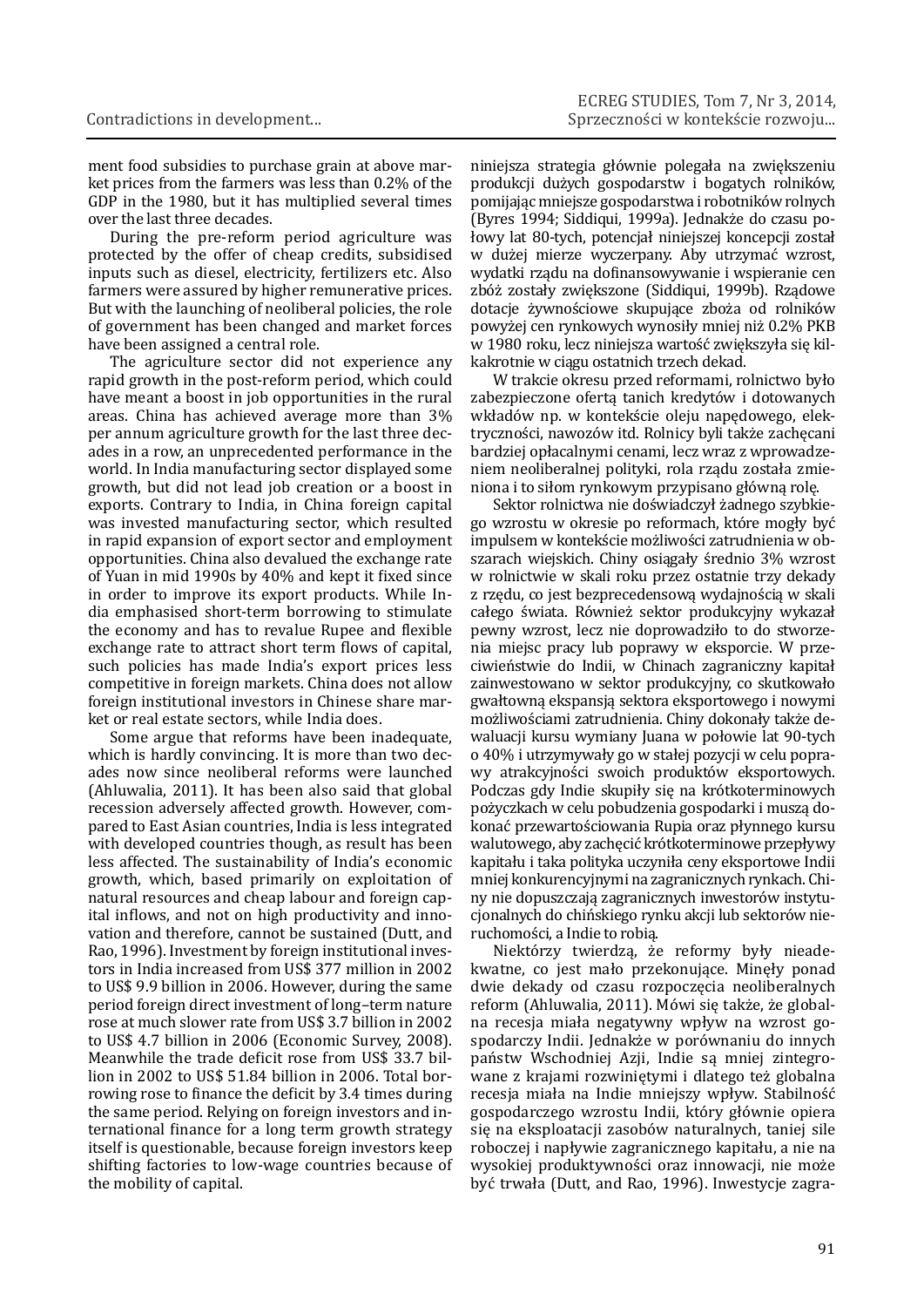ment food subsidies to purchase grain at above market prices from the farmers was less than 0.2% of the GDP in the 1980, but it has multiplied several times over the last three decades.

During the pre-reform period agriculture was protected by the offer of cheap credits, subsidised inputs such as diesel, electricity, fertilizers etc. Also farmers were assured by higher remunerative prices. But with the launching of neoliberal policies, the role of government has been changed and market forces have been assigned a central role.

The agriculture sector did not experience any rapid growth in the post-reform period, which could have meant a boost in job opportunities in the rural areas. China has achieved average more than 3% per annum agriculture growth for the last three decades in a row, an unprecedented performance in the world. In India manufacturing sector displayed some growth, but did not lead job creation or a boost in exports. Contrary to India, in China foreign capital was invested manufacturing sector, which resulted in rapid expansion of export sector and employment opportunities. China also devalued the exchange rate of Yuan in mid 1990s by 40% and kept it fixed since in order to improve its export products. While India emphasised short-term borrowing to stimulate the economy and has to revalue Rupee and flexible exchange rate to attract short term flows of capital, such policies has made India's export prices less competitive in foreign markets. China does not allow foreign institutional investors in Chinese share market or real estate sectors, while India does.

Some argue that reforms have been inadequate, which is hardly convincing. It is more than two decades now since neoliberal reforms were launched (Ahluwalia, 2011). It has been also said that global recession adversely affected growth. However, compared to East Asian countries, India is less integrated with developed countries though, as result has been less affected. The sustainability of India's economic growth, which, based primarily on exploitation of natural resources and cheap labour and foreign capital inflows, and not on high productivity and innovation and therefore, cannot be sustained (Dutt, and Rao, 1996). Investment by foreign institutional investors in India increased from US$ 377 million in 2002 to US$ 9.9 billion in 2006. However, during the same period foreign direct investment of long–term nature rose at much slower rate from US$ 3.7 billion in 2002 to US$ 4.7 billion in 2006 (Economic Survey, 2008). Meanwhile the trade deficit rose from US$ 33.7 billion in 2002 to US$ 51.84 billion in 2006. Total borrowing rose to finance the deficit by 3.4 times during the same period. Relying on foreign investors and international finance for a long term growth strategy itself is questionable, because foreign investors keep shifting factories to low-wage countries because of the mobility of capital.

niniejsza strategia głównie polegała na zwiększeniu produkcji dużych gospodarstw i bogatych rolników, pomijając mniejsze gospodarstwa i robotników rolnych (Byres 1994; Siddiqui, 1999a). Jednakże do czasu połowy lat 80-tych, potencjał niniejszej koncepcji został w dużej mierze wyczerpany. Aby utrzymać wzrost, wydatki rządu na dofinansowywanie i wspieranie cen zbóż zostały zwiększone (Siddiqui, 1999b). Rządowe dotacje żywnościowe skupujące zboża od rolników powyżej cen rynkowych wynosiły mniej niż 0.2% PKB w 1980 roku, lecz niniejsza wartość zwiększyła się kilkakrotnie w ciągu ostatnich trzech dekad.

W trakcie okresu przed reformami, rolnictwo było zabezpieczone ofertą tanich kredytów i dotowanych wkładów np. w kontekście oleju napędowego, elektryczności, nawozów itd. Rolnicy byli także zachęcani bardziej opłacalnymi cenami, lecz wraz z wprowadzeniem neoliberalnej polityki, rola rządu została zmieniona i to siłom rynkowym przypisano główną rolę.

Sektor rolnictwa nie doświadczył żadnego szybkiego wzrostu w okresie po reformach, które mogły być impulsem w kontekście możliwości zatrudnienia w obszarach wiejskich. Chiny osiągały średnio 3% wzrost w rolnictwie w skali roku przez ostatnie trzy dekady z rzędu, co jest bezprecedensową wydajnością w skali całego świata. Również sektor produkcyjny wykazał pewny wzrost, lecz nie doprowadziło to do stworzenia miejsc pracy lub poprawy w eksporcie. W przeciwieństwie do Indii, w Chinach zagraniczny kapitał zainwestowano w sektor produkcyjny, co skutkowało gwałtowną ekspansją sektora eksportowego i nowymi możliwościami zatrudnienia. Chiny dokonały także dewaluacji kursu wymiany Juana w połowie lat 90-tych o 40% i utrzymywały go w stałej pozycji w celu poprawy atrakcyjności swoich produktów eksportowych. Podczas gdy Indie skupiły się na krótkoterminowych pożyczkach w celu pobudzenia gospodarki i muszą dokonać przewartościowania Rupia oraz płynnego kursu walutowego, aby zachęcić krótkoterminowe przepływy kapitału i taka polityka uczyniła ceny eksportowe Indii mniej konkurencyjnymi na zagranicznych rynkach. Chiny nie dopuszczają zagranicznych inwestorów instytucjonalnych do chińskiego rynku akcji lub sektorów nieruchomości, a Indie to robią.

Niektórzy twierdzą, że reformy były nieadekwatne, co jest mało przekonujące. Minęły ponad dwie dekady od czasu rozpoczęcia neoliberalnych reform (Ahluwalia, 2011). Mówi się także, że globalna recesja miała negatywny wpływ na wzrost gospodarczy Indii. Jednakże w porównaniu do innych państw Wschodniej Azji, Indie są mniej zintegrowane z krajami rozwiniętymi i dlatego też globalna recesja miała na Indie mniejszy wpływ. Stabilność gospodarczego wzrostu Indii, który głównie opiera się na eksploatacji zasobów naturalnych, taniej sile roboczej i napływie zagranicznego kapitału, a nie na wysokiej produktywności oraz innowacji, nie może być trwała (Dutt, and Rao, 1996). Inwestycje zagra-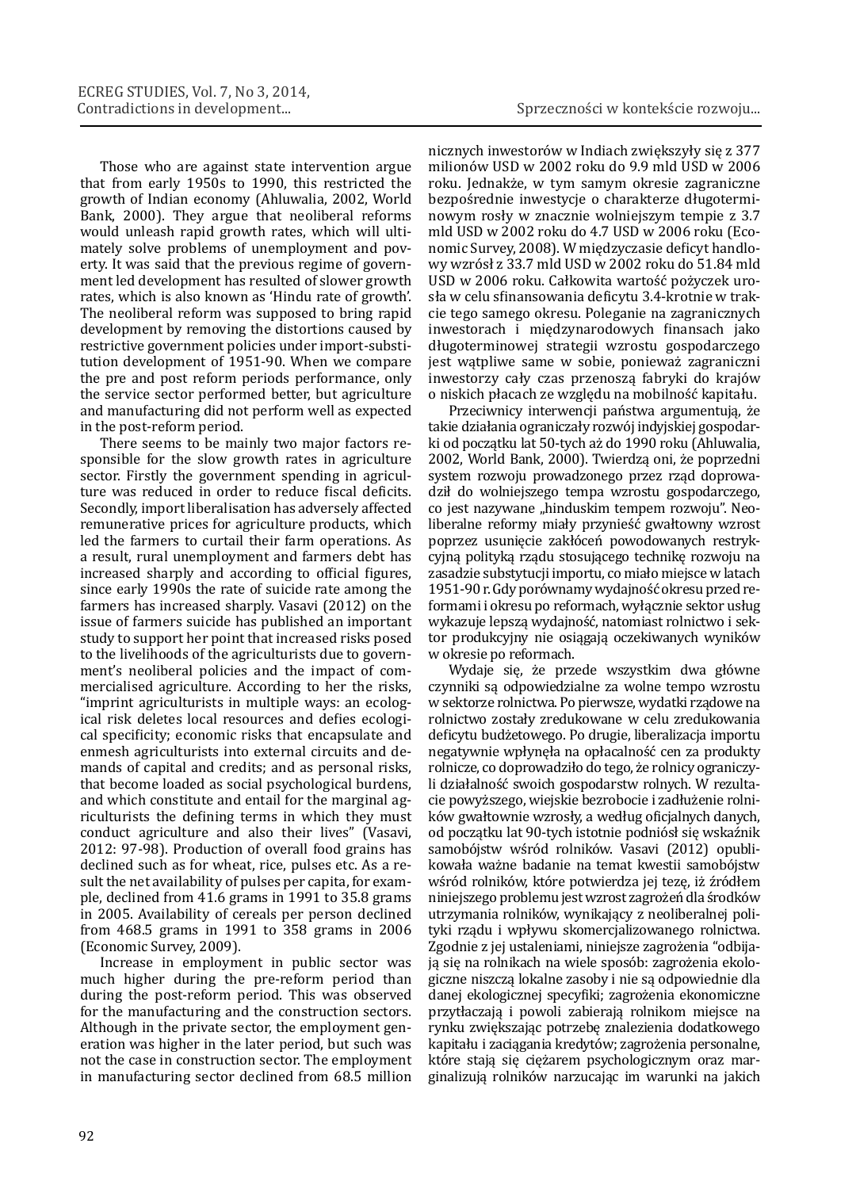Those who are against state intervention argue that from early 1950s to 1990, this restricted the growth of Indian economy (Ahluwalia, 2002, World Bank, 2000). They argue that neoliberal reforms would unleash rapid growth rates, which will ultimately solve problems of unemployment and poverty. It was said that the previous regime of government led development has resulted of slower growth rates, which is also known as 'Hindu rate of growth'. The neoliberal reform was supposed to bring rapid development by removing the distortions caused by restrictive government policies under import-substitution development of 1951-90. When we compare the pre and post reform periods performance, only the service sector performed better, but agriculture and manufacturing did not perform well as expected in the post-reform period.

There seems to be mainly two major factors responsible for the slow growth rates in agriculture sector. Firstly the government spending in agriculture was reduced in order to reduce fiscal deficits. Secondly, import liberalisation has adversely affected remunerative prices for agriculture products, which led the farmers to curtail their farm operations. As a result, rural unemployment and farmers debt has increased sharply and according to official figures, since early 1990s the rate of suicide rate among the farmers has increased sharply. Vasavi (2012) on the issue of farmers suicide has published an important study to support her point that increased risks posed to the livelihoods of the agriculturists due to government's neoliberal policies and the impact of commercialised agriculture. According to her the risks, "imprint agriculturists in multiple ways: an ecological risk deletes local resources and defies ecological specificity; economic risks that encapsulate and enmesh agriculturists into external circuits and demands of capital and credits; and as personal risks, that become loaded as social psychological burdens, and which constitute and entail for the marginal agriculturists the defining terms in which they must conduct agriculture and also their lives" (Vasavi, 2012: 97-98). Production of overall food grains has declined such as for wheat, rice, pulses etc. As a result the net availability of pulses per capita, for example, declined from 41.6 grams in 1991 to 35.8 grams in 2005. Availability of cereals per person declined from 468.5 grams in 1991 to 358 grams in 2006 (Economic Survey, 2009).

Increase in employment in public sector was much higher during the pre-reform period than during the post-reform period. This was observed for the manufacturing and the construction sectors. Although in the private sector, the employment generation was higher in the later period, but such was not the case in construction sector. The employment in manufacturing sector declined from 68.5 million

nicznych inwestorów w Indiach zwiększyły się z 377 milionów USD w 2002 roku do 9.9 mld USD w 2006 roku. Jednakże, w tym samym okresie zagraniczne bezpośrednie inwestycje o charakterze długoterminowym rosły w znacznie wolniejszym tempie z 3.7 mld USD w 2002 roku do 4.7 USD w 2006 roku (Economic Survey, 2008). W międzyczasie deficyt handlowy wzrósł z 33.7 mld USD w 2002 roku do 51.84 mld USD w 2006 roku. Całkowita wartość pożyczek urosła w celu sfinansowania deficytu 3.4-krotnie w trakcie tego samego okresu. Poleganie na zagranicznych inwestorach i międzynarodowych finansach jako długoterminowej strategii wzrostu gospodarczego jest wątpliwe same w sobie, ponieważ zagraniczni inwestorzy cały czas przenoszą fabryki do krajów o niskich płacach ze względu na mobilność kapitału.

Przeciwnicy interwencji państwa argumentują, że takie działania ograniczały rozwój indyjskiej gospodarki od początku lat 50-tych aż do 1990 roku (Ahluwalia, 2002, World Bank, 2000). Twierdzą oni, że poprzedni system rozwoju prowadzonego przez rząd doprowadził do wolniejszego tempa wzrostu gospodarczego, co jest nazywane „hinduskim tempem rozwoju". Neoliberalne reformy miały przynieść gwałtowny wzrost poprzez usunięcie zakłóceń powodowanych restrykcyjną polityką rządu stosującego technikę rozwoju na zasadzie substytucji importu, co miało miejsce w latach 1951-90 r. Gdy porównamy wydajność okresu przed reformami i okresu po reformach, wyłącznie sektor usług wykazuje lepszą wydajność, natomiast rolnictwo i sektor produkcyjny nie osiągają oczekiwanych wyników w okresie po reformach.

Wydaje się, że przede wszystkim dwa główne czynniki są odpowiedzialne za wolne tempo wzrostu w sektorze rolnictwa. Po pierwsze, wydatki rządowe na rolnictwo zostały zredukowane w celu zredukowania deficytu budżetowego. Po drugie, liberalizacja importu negatywnie wpłynęła na opłacalność cen za produkty rolnicze, co doprowadziło do tego, że rolnicy ograniczyli działalność swoich gospodarstw rolnych. W rezultacie powyższego, wiejskie bezrobocie i zadłużenie rolników gwałtownie wzrosły, a według oficjalnych danych, od początku lat 90-tych istotnie podniósł się wskaźnik samobójstw wśród rolników. Vasavi (2012) opublikowała ważne badanie na temat kwestii samobójstw wśród rolników, które potwierdza jej tezę, iż źródłem niniejszego problemu jest wzrost zagrożeń dla środków utrzymania rolników, wynikający z neoliberalnej polityki rządu i wpływu skomercjalizowanego rolnictwa. Zgodnie z jej ustaleniami, niniejsze zagrożenia "odbijają się na rolnikach na wiele sposób: zagrożenia ekologiczne niszczą lokalne zasoby i nie są odpowiednie dla danej ekologicznej specyfiki; zagrożenia ekonomiczne przytłaczają i powoli zabierają rolnikom miejsce na rynku zwiększając potrzebę znalezienia dodatkowego kapitału i zaciągania kredytów; zagrożenia personalne, które stają się ciężarem psychologicznym oraz marginalizują rolników narzucając im warunki na jakich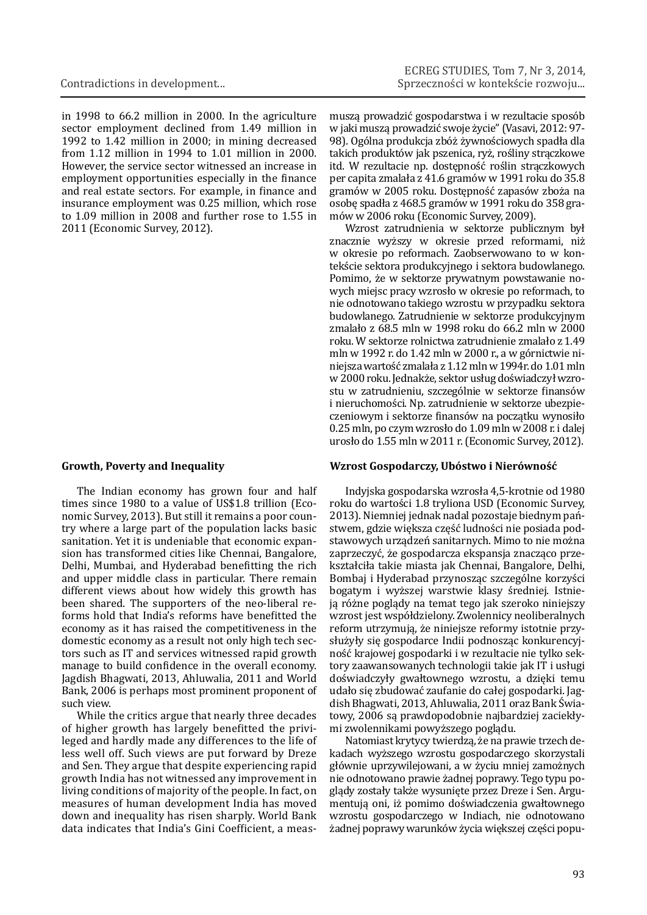in 1998 to 66.2 million in 2000. In the agriculture sector employment declined from 1.49 million in 1992 to 1.42 million in 2000; in mining decreased from 1.12 million in 1994 to 1.01 million in 2000. However, the service sector witnessed an increase in employment opportunities especially in the finance and real estate sectors. For example, in finance and insurance employment was 0.25 million, which rose to 1.09 million in 2008 and further rose to 1.55 in 2011 (Economic Survey, 2012).

## Growth, Poverty and Inequality

The Indian economy has grown four and half times since 1980 to a value of US$1.8 trillion (Economic Survey, 2013). But still it remains a poor country where a large part of the population lacks basic sanitation. Yet it is undeniable that economic expansion has transformed cities like Chennai, Bangalore, Delhi, Mumbai, and Hyderabad benefitting the rich and upper middle class in particular. There remain different views about how widely this growth has been shared. The supporters of the neo-liberal reforms hold that India's reforms have benefitted the economy as it has raised the competitiveness in the domestic economy as a result not only high tech sectors such as IT and services witnessed rapid growth manage to build confidence in the overall economy. Jagdish Bhagwati, 2013, Ahluwalia, 2011 and World Bank, 2006 is perhaps most prominent proponent of such view.

While the critics argue that nearly three decades of higher growth has largely benefitted the privileged and hardly made any differences to the life of less well off. Such views are put forward by Dreze and Sen. They argue that despite experiencing rapid growth India has not witnessed any improvement in living conditions of majority of the people. In fact, on measures of human development India has moved down and inequality has risen sharply. World Bank data indicates that India's Gini Coefficient, a meas-

muszą prowadzić gospodarstwa i w rezultacie sposób w jaki muszą prowadzić swoje życie" (Vasavi, 2012: 97-98). Ogólna produkcja zbóż żywnościowych spadła dla takich produktów jak pszenica, ryż, rośliny strączkowe itd. W rezultacie np. dostępność roślin strączkowych per capita zmalała z 41.6 gramów w 1991 roku do 35.8 gramów w 2005 roku. Dostępność zapasów zboża na osobę spadła z 468.5 gramów w 1991 roku do 358 gramów w 2006 roku (Economic Survey, 2009).

Wzrost zatrudnienia w sektorze publicznym był znacznie wyższy w okresie przed reformami, niż w okresie po reformach. Zaobserwowano to w kontekście sektora produkcyjnego i sektora budowlanego. Pomimo, że w sektorze prywatnym powstawanie nowych miejsc pracy wzrosło w okresie po reformach, to nie odnotowano takiego wzrostu w przypadku sektora budowlanego. Zatrudnienie w sektorze produkcyjnym zmalało z 68.5 mln w 1998 roku do 66.2 mln w 2000 roku. W sektorze rolnictwa zatrudnienie zmalało z 1.49 mln w 1992 r. do 1.42 mln w 2000 r., a w górnictwie niniejsza wartość zmalała z 1.12 mln w 1994r. do 1.01 mln w 2000 roku. Jednakże, sektor usług doświadczył wzrostu w zatrudnieniu, szczególnie w sektorze finansów i nieruchomości. Np. zatrudnienie w sektorze ubezpieczeniowym i sektorze finansów na początku wynosiło 0.25 mln, po czym wzrosło do 1.09 mln w 2008 r. i dalej urosło do 1.55 mln w 2011 r. (Economic Survey, 2012).

## Wzrost Gospodarczy, Ubóstwo i Nierówność

Indyjska gospodarska wzrosła 4,5-krotnie od 1980 roku do wartości 1.8 tryliona USD (Economic Survey, 2013). Niemniej jednak nadal pozostaje biednym państwem, gdzie większa część ludności nie posiada podstawowych urządzeń sanitarnych. Mimo to nie można zaprzeczyć, że gospodarcza ekspansja znacząco przekształciła takie miasta jak Chennai, Bangalore, Delhi, Bombaj i Hyderabad przynosząc szczególne korzyści bogatym i wyższej warstwie klasy średniej. Istnieją różne poglądy na temat tego jak szeroko niniejszy wzrost jest współdzielony. Zwolennicy neoliberalnych reform utrzymują, że niniejsze reformy istotnie przysłużyły się gospodarce Indii podnosząc konkurencyjność krajowej gospodarki i w rezultacie nie tylko sektory zaawansowanych technologii takie jak IT i usługi doświadczyły gwałtownego wzrostu, a dzięki temu udało się zbudować zaufanie do całej gospodarki. Jagdish Bhagwati, 2013, Ahluwalia, 2011 oraz Bank Światowy, 2006 są prawdopodobnie najbardziej zaciekłymi zwolennikami powyższego poglądu.

Natomiast krytycy twierdzą, że na prawie trzech dekadach wyższego wzrostu gospodarczego skorzystali głównie uprzywilejowani, a w życiu mniej zamożnych nie odnotowano prawie żadnej poprawy. Tego typu poglądy zostały także wysunięte przez Dreze i Sen. Argumentują oni, iż pomimo doświadczenia gwałtownego wzrostu gospodarczego w Indiach, nie odnotowano żadnej poprawy warunków życia większej części popu-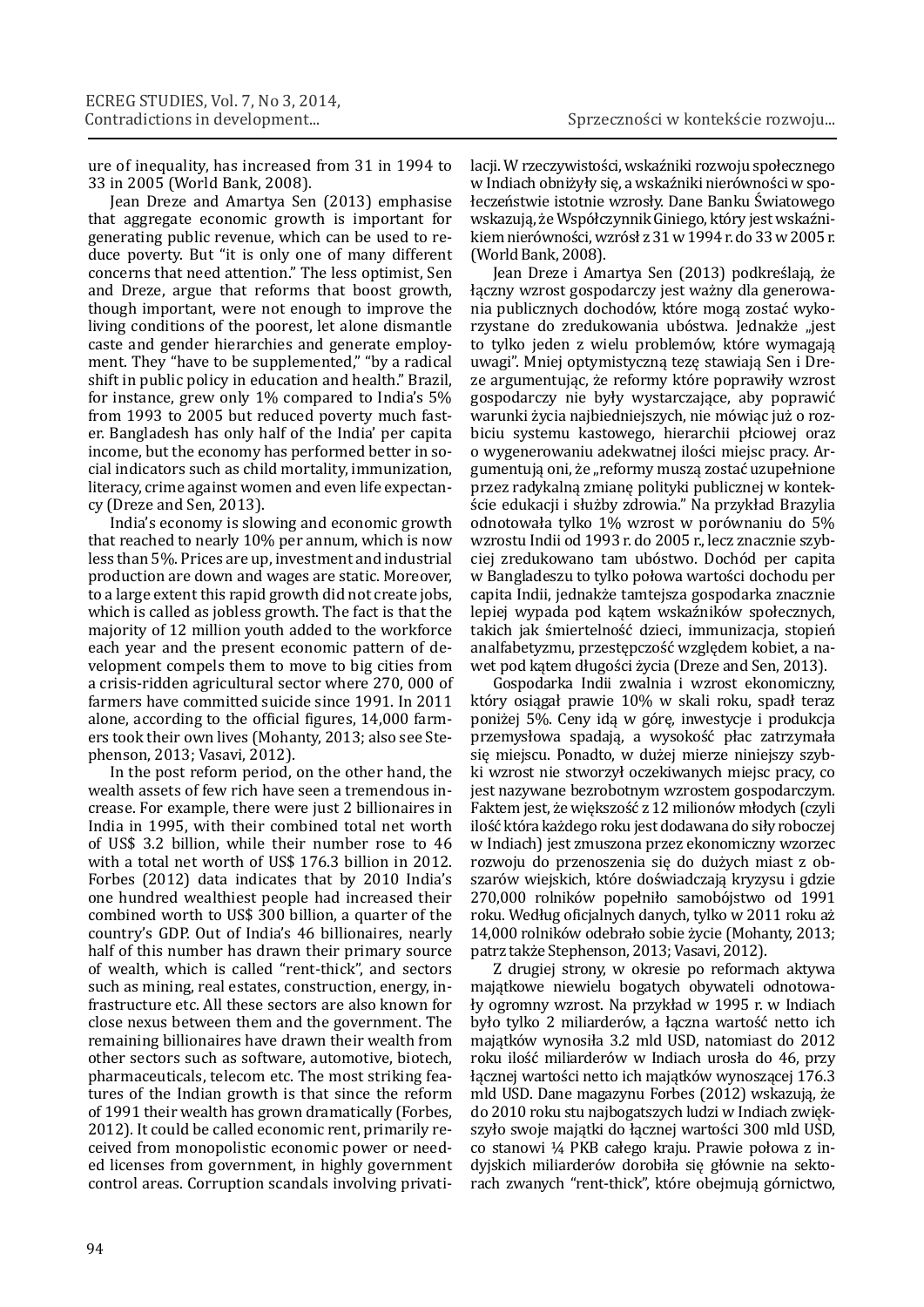ure of inequality, has increased from 31 in 1994 to 33 in 2005 (World Bank, 2008).

Jean Dreze and Amartya Sen (2013) emphasise that aggregate economic growth is important for generating public revenue, which can be used to reduce poverty. But "it is only one of many different concerns that need attention." The less optimist, Sen and Dreze, argue that reforms that boost growth, though important, were not enough to improve the living conditions of the poorest, let alone dismantle caste and gender hierarchies and generate employment. They "have to be supplemented," "by a radical shift in public policy in education and health." Brazil, for instance, grew only 1% compared to India's 5% from 1993 to 2005 but reduced poverty much faster. Bangladesh has only half of the India' per capita income, but the economy has performed better in social indicators such as child mortality, immunization, literacy, crime against women and even life expectancy (Dreze and Sen, 2013).

India's economy is slowing and economic growth that reached to nearly 10% per annum, which is now less than 5%. Prices are up, investment and industrial production are down and wages are static. Moreover, to a large extent this rapid growth did not create jobs, which is called as jobless growth. The fact is that the majority of 12 million youth added to the workforce each year and the present economic pattern of development compels them to move to big cities from a crisis-ridden agricultural sector where 270, 000 of farmers have committed suicide since 1991. In 2011 alone, according to the official figures, 14,000 farmers took their own lives (Mohanty, 2013; also see Stephenson, 2013; Vasavi, 2012).

In the post reform period, on the other hand, the wealth assets of few rich have seen a tremendous increase. For example, there were just 2 billionaires in India in 1995, with their combined total net worth of US$ 3.2 billion, while their number rose to 46 with a total net worth of US$ 176.3 billion in 2012. Forbes (2012) data indicates that by 2010 India's one hundred wealthiest people had increased their combined worth to US$ 300 billion, a quarter of the country's GDP. Out of India's 46 billionaires, nearly half of this number has drawn their primary source of wealth, which is called "rent-thick", and sectors such as mining, real estates, construction, energy, infrastructure etc. All these sectors are also known for close nexus between them and the government. The remaining billionaires have drawn their wealth from other sectors such as software, automotive, biotech, pharmaceuticals, telecom etc. The most striking features of the Indian growth is that since the reform of 1991 their wealth has grown dramatically (Forbes, 2012). It could be called economic rent, primarily received from monopolistic economic power or needed licenses from government, in highly government control areas. Corruption scandals involving privati-

lacji. W rzeczywistości, wskaźniki rozwoju społecznego w Indiach obniżyły się, a wskaźniki nierówności w społeczeństwie istotnie wzrosły. Dane Banku Światowego wskazują, że Współczynnik Giniego, który jest wskaźnikiem nierówności, wzrósł z 31 w 1994 r. do 33 w 2005 r. (World Bank, 2008).

Jean Dreze i Amartya Sen (2013) podkreślają, że łączny wzrost gospodarczy jest ważny dla generowania publicznych dochodów, które mogą zostać wykorzystane do zredukowania ubóstwa. Jednakże „jest to tylko jeden z wielu problemów, które wymagają uwagi". Mniej optymistyczną tezę stawiają Sen i Dreze argumentując, że reformy które poprawiły wzrost gospodarczy nie były wystarczające, aby poprawić warunki życia najbiedniejszych, nie mówiąc już o rozbiciu systemu kastowego, hierarchii płciowej oraz o wygenerowaniu adekwatnej ilości miejsc pracy. Argumentują oni, że „reformy muszą zostać uzupełnione przez radykalną zmianę polityki publicznej w kontekście edukacji i służby zdrowia." Na przykład Brazylia odnotowała tylko 1% wzrost w porównaniu do 5% wzrostu Indii od 1993 r. do 2005 r., lecz znacznie szybciej zredukowano tam ubóstwo. Dochód per capita w Bangladeszu to tylko połowa wartości dochodu per capita Indii, jednakże tamtejsza gospodarka znacznie lepiej wypada pod kątem wskaźników społecznych, takich jak śmiertelność dzieci, immunizacja, stopień analfabetyzmu, przestępczość względem kobiet, a nawet pod kątem długości życia (Dreze and Sen, 2013).

Gospodarka Indii zwalnia i wzrost ekonomiczny, który osiągał prawie 10% w skali roku, spadł teraz poniżej 5%. Ceny idą w górę, inwestycje i produkcja przemysłowa spadają, a wysokość płac zatrzymała się miejscu. Ponadto, w dużej mierze niniejszy szybki wzrost nie stworzył oczekiwanych miejsc pracy, co jest nazywane bezrobotnym wzrostem gospodarczym. Faktem jest, że większość z 12 milionów młodych (czyli ilość która każdego roku jest dodawana do siły roboczej w Indiach) jest zmuszona przez ekonomiczny wzorzec rozwoju do przenoszenia się do dużych miast z obszarów wiejskich, które doświadczają kryzysu i gdzie 270,000 rolników popełniło samobójstwo od 1991 roku. Według oficjalnych danych, tylko w 2011 roku aż 14,000 rolników odebrało sobie życie (Mohanty, 2013; patrz także Stephenson, 2013; Vasavi, 2012).

Z drugiej strony, w okresie po reformach aktywa majątkowe niewielu bogatych obywateli odnotowały ogromny wzrost. Na przykład w 1995 r. w Indiach było tylko 2 miliarderów, a łączna wartość netto ich majątków wynosiła 3.2 mld USD, natomiast do 2012 roku ilość miliarderów w Indiach urosła do 46, przy łącznej wartości netto ich majątków wynoszącej 176.3 mld USD. Dane magazynu Forbes (2012) wskazują, że do 2010 roku stu najbogatszych ludzi w Indiach zwiększyło swoje majątki do łącznej wartości 300 mld USD, co stanowi ¼ PKB całego kraju. Prawie połowa z indyjskich miliarderów dorobiła się głównie na sektorach zwanych "rent-thick", które obejmują górnictwo,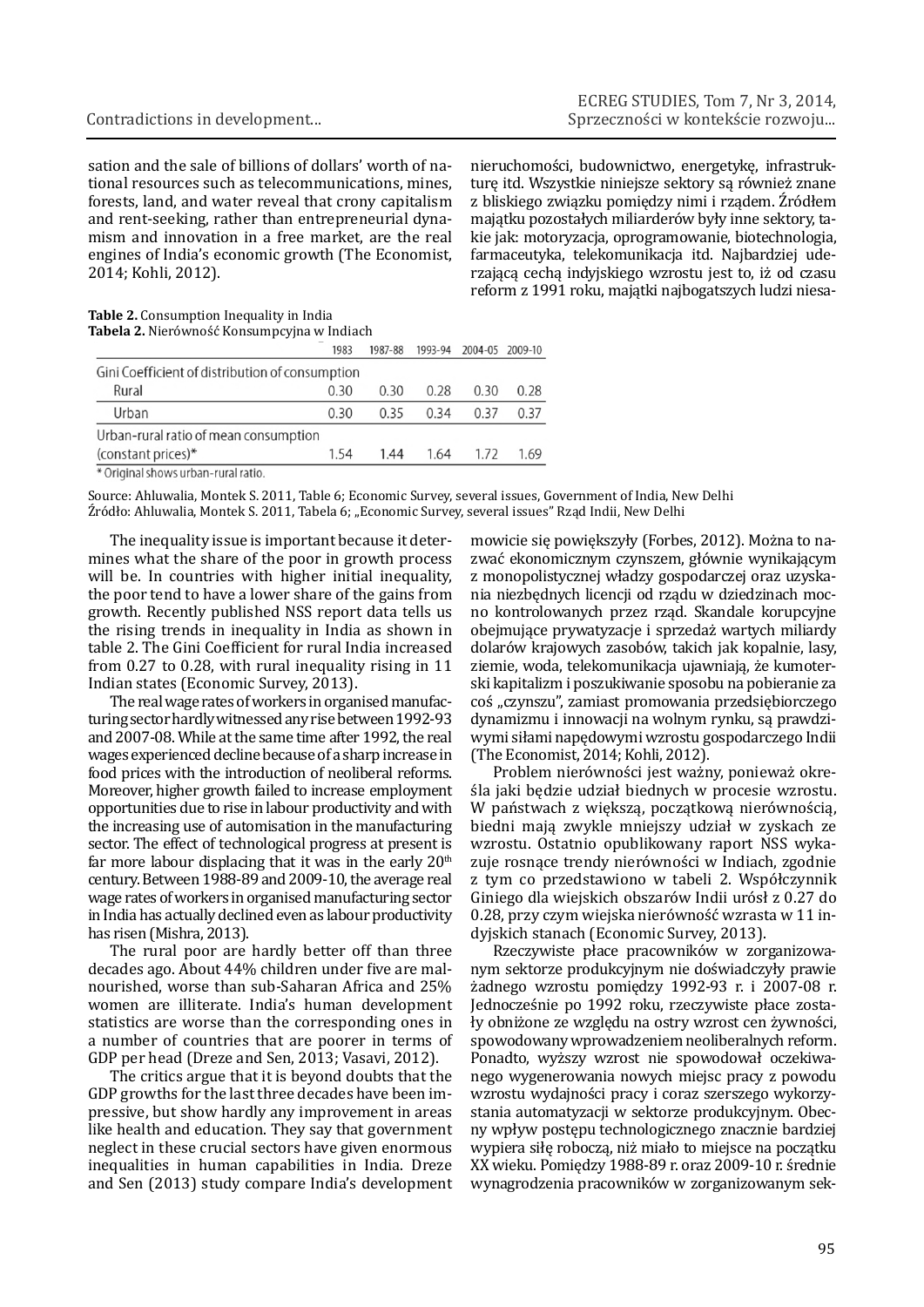sation and the sale of billions of dollars' worth of national resources such as telecommunications, mines, forests, land, and water reveal that crony capitalism and rent-seeking, rather than entrepreneurial dynamism and innovation in a free market, are the real engines of India's economic growth (The Economist, 2014; Kohli, 2012).

**Table 2.** Consumption Inequality in India
**Tabela 2.** Nierówność Konsumpcyjna w Indiach

| | 1983 | 1987-88 | 1993-94 | 2004-05 | 2009-10 |
|---|---|---|---|---|---|
| Gini Coefficient of distribution of consumption | | | | | |
| Rural | 0.30 | 0.30 | 0.28 | 0.30 | 0.28 |
| Urban | 0.30 | 0.35 | 0.34 | 0.37 | 0.37 |
| Urban-rural ratio of mean consumption (constant prices)* | 1.54 | 1.44 | 1.64 | 1.72 | 1.69 |

\* Original shows urban-rural ratio.

Source: Ahluwalia, Montek S. 2011, Table 6; Economic Survey, several issues, Government of India, New Delhi
Źródło: Ahluwalia, Montek S. 2011, Tabela 6; „Economic Survey, several issues" Rząd Indii, New Delhi

The inequality issue is important because it determines what the share of the poor in growth process will be. In countries with higher initial inequality, the poor tend to have a lower share of the gains from growth. Recently published NSS report data tells us the rising trends in inequality in India as shown in table 2. The Gini Coefficient for rural India increased from 0.27 to 0.28, with rural inequality rising in 11 Indian states (Economic Survey, 2013).

The real wage rates of workers in organised manufacturing sector hardly witnessed any rise between 1992-93 and 2007-08. While at the same time after 1992, the real wages experienced decline because of a sharp increase in food prices with the introduction of neoliberal reforms. Moreover, higher growth failed to increase employment opportunities due to rise in labour productivity and with the increasing use of automisation in the manufacturing sector. The effect of technological progress at present is far more labour displacing that it was in the early 20th century. Between 1988-89 and 2009-10, the average real wage rates of workers in organised manufacturing sector in India has actually declined even as labour productivity has risen (Mishra, 2013).

The rural poor are hardly better off than three decades ago. About 44% children under five are malnourished, worse than sub-Saharan Africa and 25% women are illiterate. India's human development statistics are worse than the corresponding ones in a number of countries that are poorer in terms of GDP per head (Dreze and Sen, 2013; Vasavi, 2012).

The critics argue that it is beyond doubts that the GDP growths for the last three decades have been impressive, but show hardly any improvement in areas like health and education. They say that government neglect in these crucial sectors have given enormous inequalities in human capabilities in India. Dreze and Sen (2013) study compare India's development

nieruchomości, budownictwo, energetykę, infrastrukturę itd. Wszystkie niniejsze sektory są również znane z bliskiego związku pomiędzy nimi i rządem. Źródłem majątku pozostałych miliarderów były inne sektory, takie jak: motoryzacja, oprogramowanie, biotechnologia, farmaceutyka, telekomunikacja itd. Najbardziej uderzającą cechą indyjskiego wzrostu jest to, iż od czasu reform z 1991 roku, majątki najbogatszych ludzi niesamowicie się powiększyły (Forbes, 2012). Można to nazwać ekonomicznym czynszem, głównie wynikającym z monopolistycznej władzy gospodarczej oraz uzyskania niezbędnych licencji od rządu w dziedzinach mocno kontrolowanych przez rząd. Skandale korupcyjne obejmujące prywatyzacje i sprzedaż wartych miliardy dolarów krajowych zasobów, takich jak kopalnie, lasy, ziemie, woda, telekomunikacja ujawniają, że kumoterski kapitalizm i poszukiwanie sposobu na pobieranie za coś „czynszu", zamiast promowania przedsiębiorczego dynamizmu i innowacji na wolnym rynku, są prawdziwymi siłami napędowymi wzrostu gospodarczego Indii (The Economist, 2014; Kohli, 2012).

Problem nierówności jest ważny, ponieważ określa jaki będzie udział biednych w procesie wzrostu. W państwach z większą, początkową nierównością, biedni mają zwykle mniejszy udział w zyskach ze wzrostu. Ostatnio opublikowany raport NSS wykazuje rosnące trendy nierówności w Indiach, zgodnie z tym co przedstawiono w tabeli 2. Współczynnik Giniego dla wiejskich obszarów Indii urósł z 0.27 do 0.28, przy czym wiejska nierówność wzrasta w 11 indyjskich stanach (Economic Survey, 2013).

Rzeczywiste płace pracowników w zorganizowanym sektorze produkcyjnym nie doświadczyły prawie żadnego wzrostu pomiędzy 1992-93 r. i 2007-08 r. Jednocześnie po 1992 roku, rzeczywiste płace zostały obniżone ze względu na ostry wzrost cen żywności, spowodowany wprowadzeniem neoliberalnych reform. Ponadto, wyższy wzrost nie spowodował oczekiwanego wygenerowania nowych miejsc pracy z powodu wzrostu wydajności pracy i coraz szerszego wykorzystania automatyzacji w sektorze produkcyjnym. Obecny wpływ postępu technologicznego znacznie bardziej wypiera siłę roboczą, niż miało to miejsce na początku XX wieku. Pomiędzy 1988-89 r. oraz 2009-10 r. średnie wynagrodzenia pracowników w zorganizowanym sek-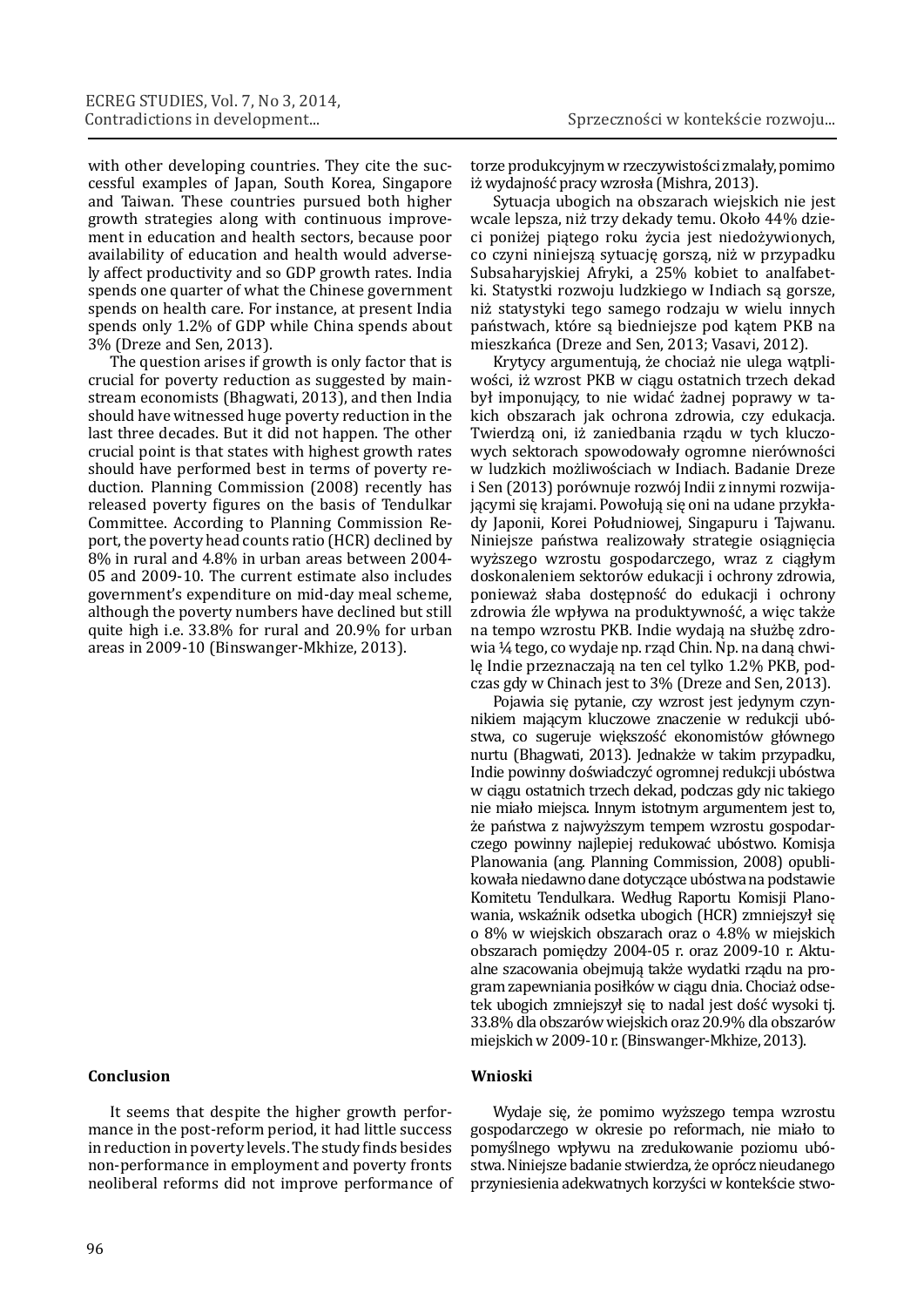with other developing countries. They cite the successful examples of Japan, South Korea, Singapore and Taiwan. These countries pursued both higher growth strategies along with continuous improvement in education and health sectors, because poor availability of education and health would adversely affect productivity and so GDP growth rates. India spends one quarter of what the Chinese government spends on health care. For instance, at present India spends only 1.2% of GDP while China spends about 3% (Dreze and Sen, 2013).

The question arises if growth is only factor that is crucial for poverty reduction as suggested by mainstream economists (Bhagwati, 2013), and then India should have witnessed huge poverty reduction in the last three decades. But it did not happen. The other crucial point is that states with highest growth rates should have performed best in terms of poverty reduction. Planning Commission (2008) recently has released poverty figures on the basis of Tendulkar Committee. According to Planning Commission Report, the poverty head counts ratio (HCR) declined by 8% in rural and 4.8% in urban areas between 2004-05 and 2009-10. The current estimate also includes government's expenditure on mid-day meal scheme, although the poverty numbers have declined but still quite high i.e. 33.8% for rural and 20.9% for urban areas in 2009-10 (Binswanger-Mkhize, 2013).

torze produkcyjnym w rzeczywistości zmalały, pomimo iż wydajność pracy wzrosła (Mishra, 2013).

Sytuacja ubogich na obszarach wiejskich nie jest wcale lepsza, niż trzy dekady temu. Około 44% dzieci poniżej piątego roku życia jest niedożywionych, co czyni niniejszą sytuację gorszą, niż w przypadku Subsaharyjskiej Afryki, a 25% kobiet to analfabetki. Statystki rozwoju ludzkiego w Indiach są gorsze, niż statystyki tego samego rodzaju w wielu innych państwach, które są biedniejsze pod kątem PKB na mieszkańca (Dreze and Sen, 2013; Vasavi, 2012).

Krytycy argumentują, że chociaż nie ulega wątpliwości, iż wzrost PKB w ciągu ostatnich trzech dekad był imponujący, to nie widać żadnej poprawy w takich obszarach jak ochrona zdrowia, czy edukacja. Twierdzą oni, iż zaniedbania rządu w tych kluczowych sektorach spowodowały ogromne nierówności w ludzkich możliwościach w Indiach. Badanie Dreze i Sen (2013) porównuje rozwój Indii z innymi rozwijającymi się krajami. Powołują się oni na udane przykłady Japonii, Korei Południowej, Singapuru i Tajwanu. Niniejsze państwa realizowały strategie osiągnięcia wyższego wzrostu gospodarczego, wraz z ciągłym doskonaleniem sektorów edukacji i ochrony zdrowia, ponieważ słaba dostępność do edukacji i ochrony zdrowia źle wpływa na produktywność, a więc także na tempo wzrostu PKB. Indie wydają na służbę zdrowia ¼ tego, co wydaje np. rząd Chin. Np. na daną chwilę Indie przeznaczają na ten cel tylko 1.2% PKB, podczas gdy w Chinach jest to 3% (Dreze and Sen, 2013).

Pojawia się pytanie, czy wzrost jest jedynym czynnikiem mającym kluczowe znaczenie w redukcji ubóstwa, co sugeruje większość ekonomistów głównego nurtu (Bhagwati, 2013). Jednakże w takim przypadku, Indie powinny doświadczyć ogromnej redukcji ubóstwa w ciągu ostatnich trzech dekad, podczas gdy nic takiego nie miało miejsca. Innym istotnym argumentem jest to, że państwa z najwyższym tempem wzrostu gospodarczego powinny najlepiej redukować ubóstwo. Komisja Planowania (ang. Planning Commission, 2008) opublikowała niedawno dane dotyczące ubóstwa na podstawie Komitetu Tendulkara. Według Raportu Komisji Planowania, wskaźnik odsetka ubogich (HCR) zmniejszył się o 8% w wiejskich obszarach oraz o 4.8% w miejskich obszarach pomiędzy 2004-05 r. oraz 2009-10 r. Aktualne szacowania obejmują także wydatki rządu na program zapewniania posiłków w ciągu dnia. Chociaż odsetek ubogich zmniejszył się to nadal jest dość wysoki tj. 33.8% dla obszarów wiejskich oraz 20.9% dla obszarów miejskich w 2009-10 r. (Binswanger-Mkhize, 2013).

## Conclusion

It seems that despite the higher growth performance in the post-reform period, it had little success in reduction in poverty levels. The study finds besides non-performance in employment and poverty fronts neoliberal reforms did not improve performance of

## Wnioski

Wydaje się, że pomimo wyższego tempa wzrostu gospodarczego w okresie po reformach, nie miało to pomyślnego wpływu na zredukowanie poziomu ubóstwa. Niniejsze badanie stwierdza, że oprócz nieudanego przyniesienia adekwatnych korzyści w kontekście stwo-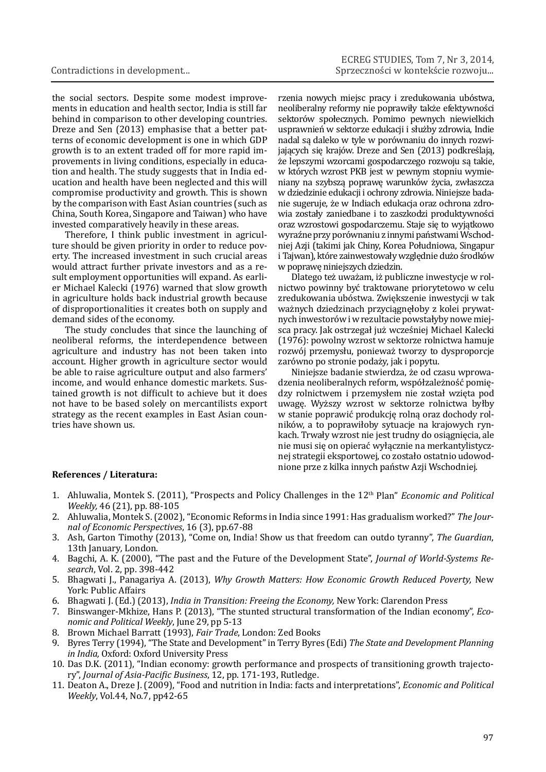the social sectors. Despite some modest improvements in education and health sector, India is still far behind in comparison to other developing countries. Dreze and Sen (2013) emphasise that a better patterns of economic development is one in which GDP growth is to an extent traded off for more rapid improvements in living conditions, especially in education and health. The study suggests that in India education and health have been neglected and this will compromise productivity and growth. This is shown by the comparison with East Asian countries (such as China, South Korea, Singapore and Taiwan) who have invested comparatively heavily in these areas.

Therefore, I think public investment in agriculture should be given priority in order to reduce poverty. The increased investment in such crucial areas would attract further private investors and as a result employment opportunities will expand. As earlier Michael Kalecki (1976) warned that slow growth in agriculture holds back industrial growth because of disproportionalities it creates both on supply and demand sides of the economy.

The study concludes that since the launching of neoliberal reforms, the interdependence between agriculture and industry has not been taken into account. Higher growth in agriculture sector would be able to raise agriculture output and also farmers' income, and would enhance domestic markets. Sustained growth is not difficult to achieve but it does not have to be based solely on mercantilists export strategy as the recent examples in East Asian countries have shown us.

rzenia nowych miejsc pracy i zredukowania ubóstwa, neoliberalny reformy nie poprawiły także efektywności sektorów społecznych. Pomimo pewnych niewielkich usprawnień w sektorze edukacji i służby zdrowia, Indie nadal są daleko w tyle w porównaniu do innych rozwijających się krajów. Dreze and Sen (2013) podkreślają, że lepszymi wzorcami gospodarczego rozwoju są takie, w których wzrost PKB jest w pewnym stopniu wymieniany na szybszą poprawę warunków życia, zwłaszcza w dziedzinie edukacji i ochrony zdrowia. Niniejsze badanie sugeruje, że w Indiach edukacja oraz ochrona zdrowia zostały zaniedbane i to zaszkodzi produktywności oraz wzrostowi gospodarczemu. Staje się to wyjątkowo wyraźne przy porównaniu z innymi państwami Wschodniej Azji (takimi jak Chiny, Korea Południowa, Singapur i Tajwan), które zainwestowały względnie dużo środków w poprawę niniejszych dziedzin.

Dlatego też uważam, iż publiczne inwestycje w rolnictwo powinny być traktowane priorytetowo w celu zredukowania ubóstwa. Zwiększenie inwestycji w tak ważnych dziedzinach przyciągnęłoby z kolei prywatnych inwestorów i w rezultacie powstałyby nowe miejsca pracy. Jak ostrzegał już wcześniej Michael Kalecki (1976): powolny wzrost w sektorze rolnictwa hamuje rozwój przemysłu, ponieważ tworzy to dysproporcje zarówno po stronie podaży, jak i popytu.

Niniejsze badanie stwierdza, że od czasu wprowadzenia neoliberalnych reform, współzależność pomiędzy rolnictwem i przemysłem nie został wzięta pod uwagę. Wyższy wzrost w sektorze rolnictwa byłby w stanie poprawić produkcję rolną oraz dochody rolników, a to poprawiłoby sytuacje na krajowych rynkach. Trwały wzrost nie jest trudny do osiągnięcia, ale nie musi się on opierać wyłącznie na merkantylistycznej strategii eksportowej, co zostało ostatnio udowodnione prze z kilka innych państw Azji Wschodniej.

**References / Literatura:**

1. Ahluwalia, Montek S. (2011), "Prospects and Policy Challenges in the 12th Plan" *Economic and Political Weekly,* 46 (21), pp. 88-105
2. Ahluwalia, Montek S. (2002), "Economic Reforms in India since 1991: Has gradualism worked?" *The Journal of Economic Perspectives*, 16 (3), pp.67-88
3. Ash, Garton Timothy (2013), "Come on, India! Show us that freedom can outdo tyranny", *The Guardian*, 13th January, London.
4. Bagchi, A. K. (2000), "The past and the Future of the Development State", *Journal of World-Systems Research*, Vol. 2, pp. 398-442
5. Bhagwati J., Panagariya A. (2013), *Why Growth Matters: How Economic Growth Reduced Poverty,* New York: Public Affairs
6. Bhagwati J. (Ed.) (2013), *India in Transition: Freeing the Economy,* New York: Clarendon Press
7. Binswanger-Mkhize, Hans P. (2013), "The stunted structural transformation of the Indian economy", *Economic and Political Weekly*, June 29, pp 5-13
8. Brown Michael Barratt (1993), *Fair Trade*, London: Zed Books
9. Byres Terry (1994), "The State and Development" in Terry Byres (Edi) *The State and Development Planning in India,* Oxford: Oxford University Press
10. Das D.K. (2011), "Indian economy: growth performance and prospects of transitioning growth trajectory", *Journal of Asia-Pacific Business*, 12, pp. 171-193, Rutledge.
11. Deaton A., Dreze J. (2009), "Food and nutrition in India: facts and interpretations", *Economic and Political Weekly*, Vol.44, No.7, pp42-65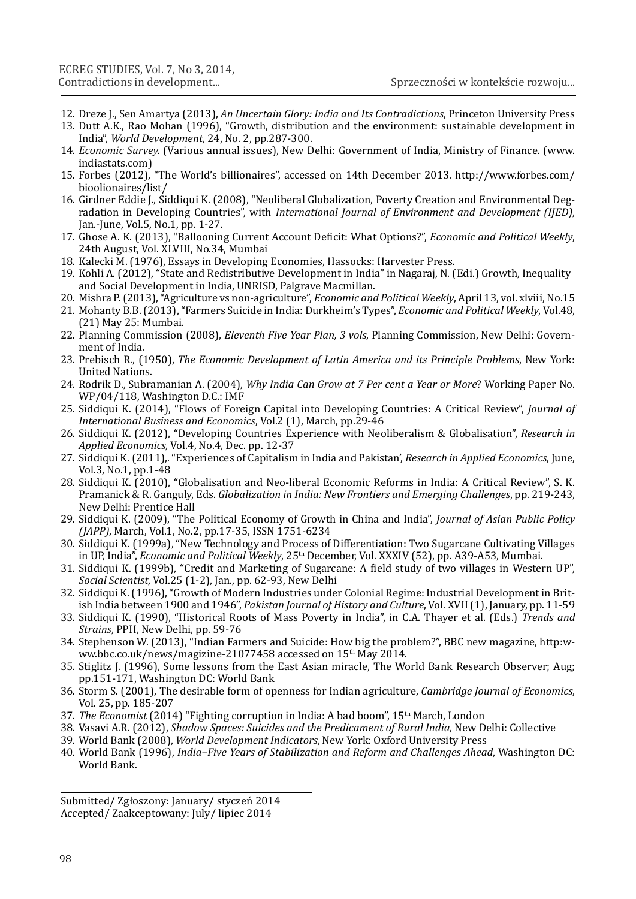12. Dreze J., Sen Amartya (2013), *An Uncertain Glory: India and Its Contradictions*, Princeton University Press
13. Dutt A.K., Rao Mohan (1996), "Growth, distribution and the environment: sustainable development in India", *World Development*, 24, No. 2, pp.287-300.
14. *Economic Survey.* (Various annual issues), New Delhi: Government of India, Ministry of Finance. (www.indiastats.com)
15. Forbes (2012), "The World's billionaires", accessed on 14th December 2013. http://www.forbes.com/bioolionaires/list/
16. Girdner Eddie J., Siddiqui K. (2008), "Neoliberal Globalization, Poverty Creation and Environmental Degradation in Developing Countries", with *International Journal of Environment and Development (IJED)*, Jan.-June, Vol.5, No.1, pp. 1-27.
17. Ghose A. K. (2013), "Ballooning Current Account Deficit: What Options?", *Economic and Political Weekly*, 24th August, Vol. XLVIII, No.34, Mumbai
18. Kalecki M. (1976), Essays in Developing Economies, Hassocks: Harvester Press.
19. Kohli A. (2012), "State and Redistributive Development in India" in Nagaraj, N. (Edi.) Growth, Inequality and Social Development in India, UNRISD, Palgrave Macmillan.
20. Mishra P. (2013), "Agriculture vs non-agriculture", *Economic and Political Weekly*, April 13, vol. xlviii, No.15
21. Mohanty B.B. (2013), "Farmers Suicide in India: Durkheim's Types", *Economic and Political Weekly*, Vol.48, (21) May 25: Mumbai.
22. Planning Commission (2008), *Eleventh Five Year Plan, 3 vols*, Planning Commission, New Delhi: Government of India.
23. Prebisch R., (1950), *The Economic Development of Latin America and its Principle Problems*, New York: United Nations.
24. Rodrik D., Subramanian A. (2004), *Why India Can Grow at 7 Per cent a Year or More*? Working Paper No. WP/04/118, Washington D.C.: IMF
25. Siddiqui K. (2014), "Flows of Foreign Capital into Developing Countries: A Critical Review", *Journal of International Business and Economics*, Vol.2 (1), March, pp.29-46
26. Siddiqui K. (2012), "Developing Countries Experience with Neoliberalism & Globalisation", *Research in Applied Economics*, Vol.4, No.4, Dec. pp. 12-37
27. Siddiqui K. (2011),. "Experiences of Capitalism in India and Pakistan', *Research in Applied Economics*, June, Vol.3, No.1, pp.1-48
28. Siddiqui K. (2010), "Globalisation and Neo-liberal Economic Reforms in India: A Critical Review", S. K. Pramanick & R. Ganguly, Eds. *Globalization in India: New Frontiers and Emerging Challenges*, pp. 219-243, New Delhi: Prentice Hall
29. Siddiqui K. (2009), "The Political Economy of Growth in China and India", *Journal of Asian Public Policy (JAPP)*, March, Vol.1, No.2, pp.17-35, ISSN 1751-6234
30. Siddiqui K. (1999a), "New Technology and Process of Differentiation: Two Sugarcane Cultivating Villages in UP, India", *Economic and Political Weekly*, 25th December, Vol. XXXIV (52), pp. A39-A53, Mumbai.
31. Siddiqui K. (1999b), "Credit and Marketing of Sugarcane: A field study of two villages in Western UP", *Social Scientist*, Vol.25 (1-2), Jan., pp. 62-93, New Delhi
32. Siddiqui K. (1996), "Growth of Modern Industries under Colonial Regime: Industrial Development in British India between 1900 and 1946", *Pakistan Journal of History and Culture*, Vol. XVII (1), January, pp. 11-59
33. Siddiqui K. (1990), "Historical Roots of Mass Poverty in India", in C.A. Thayer et al. (Eds.) *Trends and Strains*, PPH, New Delhi, pp. 59-76
34. Stephenson W. (2013), "Indian Farmers and Suicide: How big the problem?", BBC new magazine, http:www.bbc.co.uk/news/magizine-21077458 accessed on 15th May 2014.
35. Stiglitz J. (1996), Some lessons from the East Asian miracle, The World Bank Research Observer; Aug; pp.151-171, Washington DC: World Bank
36. Storm S. (2001), The desirable form of openness for Indian agriculture, *Cambridge Journal of Economics*, Vol. 25, pp. 185-207
37. *The Economist* (2014) "Fighting corruption in India: A bad boom", 15th March, London
38. Vasavi A.R. (2012), *Shadow Spaces: Suicides and the Predicament of Rural India*, New Delhi: Collective
39. World Bank (2008), *World Development Indicators*, New York: Oxford University Press
40. World Bank (1996), *India–Five Years of Stabilization and Reform and Challenges Ahead*, Washington DC: World Bank.

---

Submitted/ Zgłoszony: January/ styczeń 2014
Accepted/ Zaakceptowany: July/ lipiec 2014